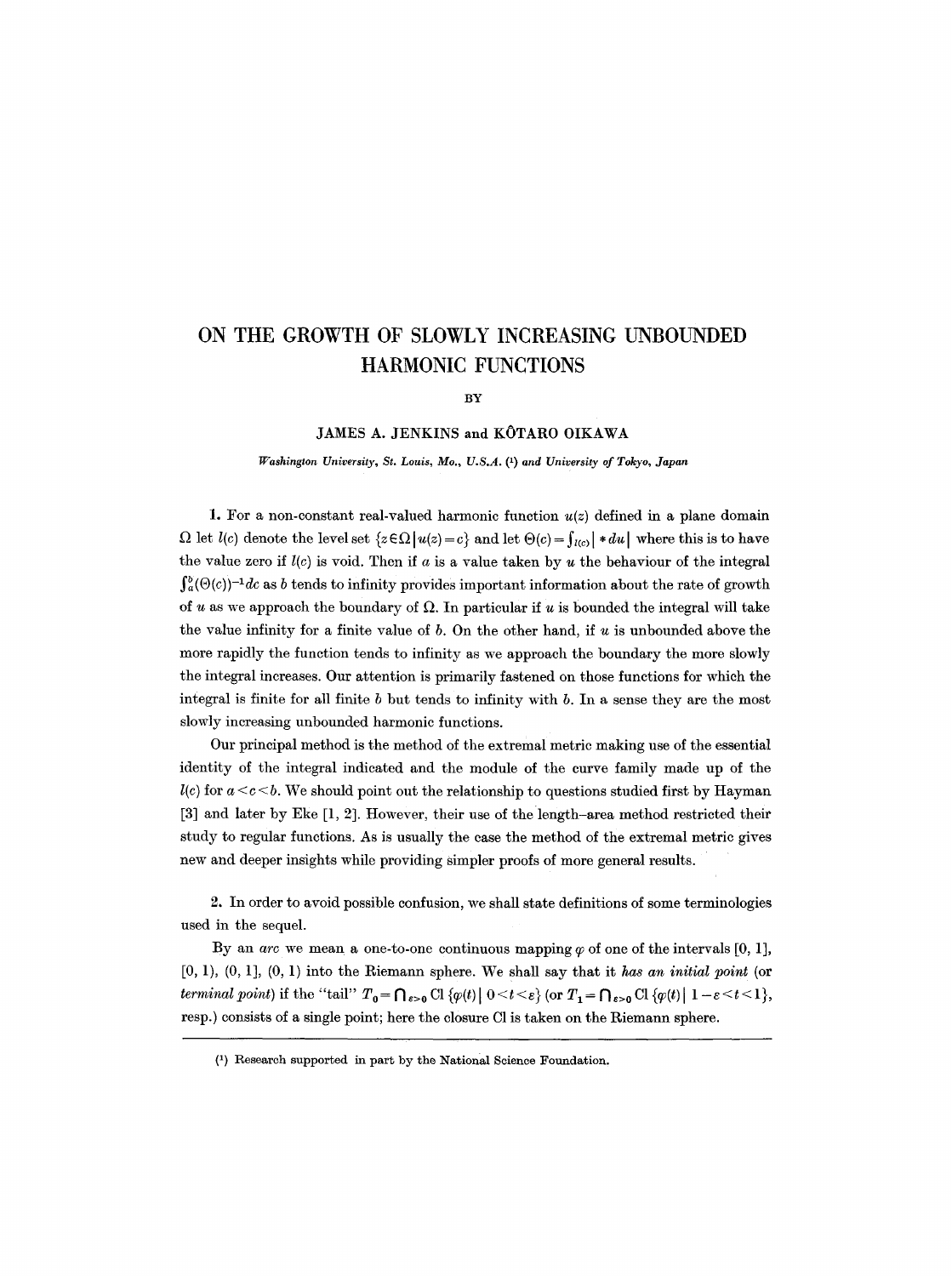# ON THE GROWTH OF SLOWLY INCREASING UNBOUNDED HARMONIC FUNCTIONS

BY

JAMES A. JENKINS and KÔTARO OIKAWA

*Washington University, St. Louis, Mo., U.S.A.* (1) *and University of Tokyo, Japan*

**1.** For a non-constant real-valued harmonic function $u(z)$ defined in a plane domain $\Omega$ let $l(c)$ denote the level set $\{z \in \Omega \mid u(z) = c\}$ and let $\Theta(c) = \int_{l(c)} |*du|$ where this is to have the value zero if $l(c)$ is void. Then if $a$ is a value taken by $u$ the behaviour of the integral $\int_a^b (\Theta(c))^{-1} dc$ as $b$ tends to infinity provides important information about the rate of growth of $u$ as we approach the boundary of $\Omega$. In particular if $u$ is bounded the integral will take the value infinity for a finite value of $b$. On the other hand, if $u$ is unbounded above the more rapidly the function tends to infinity as we approach the boundary the more slowly the integral increases. Our attention is primarily fastened on those functions for which the integral is finite for all finite $b$ but tends to infinity with $b$. In a sense they are the most slowly increasing unbounded harmonic functions.

Our principal method is the method of the extremal metric making use of the essential identity of the integral indicated and the module of the curve family made up of the $l(c)$ for $a < c < b$. We should point out the relationship to questions studied first by Hayman [3] and later by Eke [1, 2]. However, their use of the length–area method restricted their study to regular functions. As is usually the case the method of the extremal metric gives new and deeper insights while providing simpler proofs of more general results.

**2.** In order to avoid possible confusion, we shall state definitions of some terminologies used in the sequel.

By an *arc* we mean a one-to-one continuous mapping $\varphi$ of one of the intervals $[0, 1]$, $[0, 1)$, $(0, 1]$, $(0, 1)$ into the Riemann sphere. We shall say that it *has an initial point* (or *terminal point*) if the "tail" $T_0 = \bigcap_{\varepsilon>0} \mathrm{Cl}\,\{\varphi(t) \mid 0 < t < \varepsilon\}$ (or $T_1 = \bigcap_{\varepsilon>0} \mathrm{Cl}\,\{\varphi(t) \mid 1-\varepsilon < t < 1\}$, resp.) consists of a single point; here the closure Cl is taken on the Riemann sphere.

(1) Research supported in part by the National Science Foundation.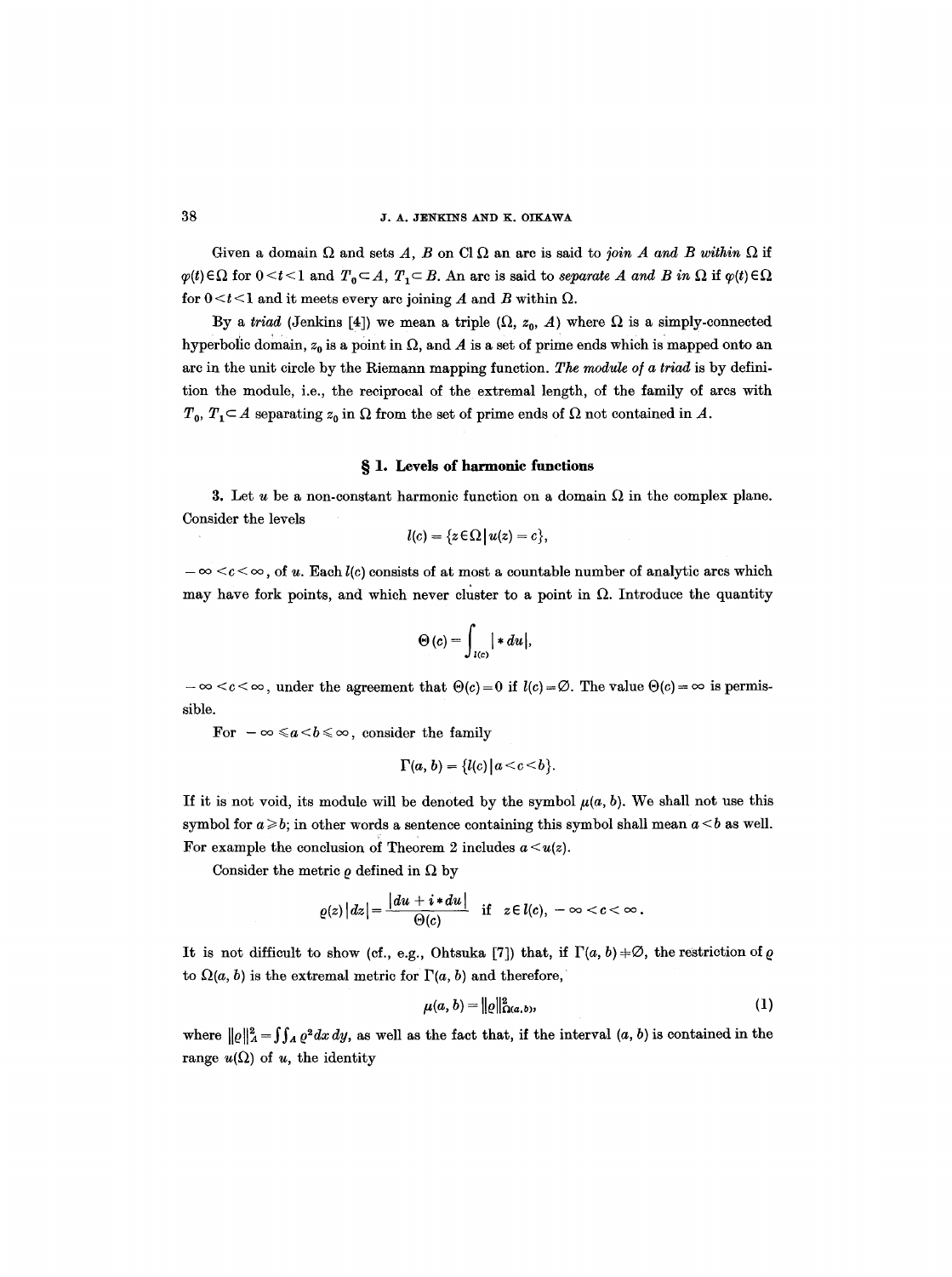Given a domain $\Omega$ and sets $A$, $B$ on $\mathrm{Cl}\,\Omega$ an arc is said to *join $A$ and $B$ within $\Omega$* if $\varphi(t) \in \Omega$ for $0 < t < 1$ and $T_0 \subset A$, $T_1 \subset B$. An arc is said to *separate $A$ and $B$ in $\Omega$* if $\varphi(t) \in \Omega$ for $0 < t < 1$ and it meets every arc joining $A$ and $B$ within $\Omega$.

By a *triad* (Jenkins [4]) we mean a triple $(\Omega, z_0, A)$ where $\Omega$ is a simply-connected hyperbolic domain, $z_0$ is a point in $\Omega$, and $A$ is a set of prime ends which is mapped onto an arc in the unit circle by the Riemann mapping function. *The module of a triad* is by definition the module, i.e., the reciprocal of the extremal length, of the family of arcs with $T_0$, $T_1 \subset A$ separating $z_0$ in $\Omega$ from the set of prime ends of $\Omega$ not contained in $A$.

## § 1. Levels of harmonic functions

**3.** Let $u$ be a non-constant harmonic function on a domain $\Omega$ in the complex plane. Consider the levels

$$l(c) = \{z \in \Omega \,|\, u(z) = c\},$$

$-\infty < c < \infty$, of $u$. Each $l(c)$ consists of at most a countable number of analytic arcs which may have fork points, and which never cluster to a point in $\Omega$. Introduce the quantity

$$\Theta(c) = \int_{l(c)} |*du|,$$

$-\infty < c < \infty$, under the agreement that $\Theta(c) = 0$ if $l(c) = \emptyset$. The value $\Theta(c) = \infty$ is permissible.

For $-\infty \leqslant a < b \leqslant \infty$, consider the family

$$\Gamma(a, b) = \{l(c) \,|\, a < c < b\}.$$

If it is not void, its module will be denoted by the symbol $\mu(a, b)$. We shall not use this symbol for $a \geqslant b$; in other words a sentence containing this symbol shall mean $a < b$ as well. For example the conclusion of Theorem 2 includes $a < u(z)$.

Consider the metric $\varrho$ defined in $\Omega$ by

$$\varrho(z)\,|dz| = \frac{|du + i * du|}{\Theta(c)} \quad \text{if} \quad z \in l(c), \; -\infty < c < \infty.$$

It is not difficult to show (cf., e.g., Ohtsuka [7]) that, if $\Gamma(a, b) \neq \emptyset$, the restriction of $\varrho$ to $\Omega(a, b)$ is the extremal metric for $\Gamma(a, b)$ and therefore,

$$\mu(a, b) = \|\varrho\|^2_{\Omega(a, b)}, \tag{1}$$

where $\|\varrho\|^2_A = \iint_A \varrho^2 \, dx\, dy$, as well as the fact that, if the interval $(a, b)$ is contained in the range $u(\Omega)$ of $u$, the identity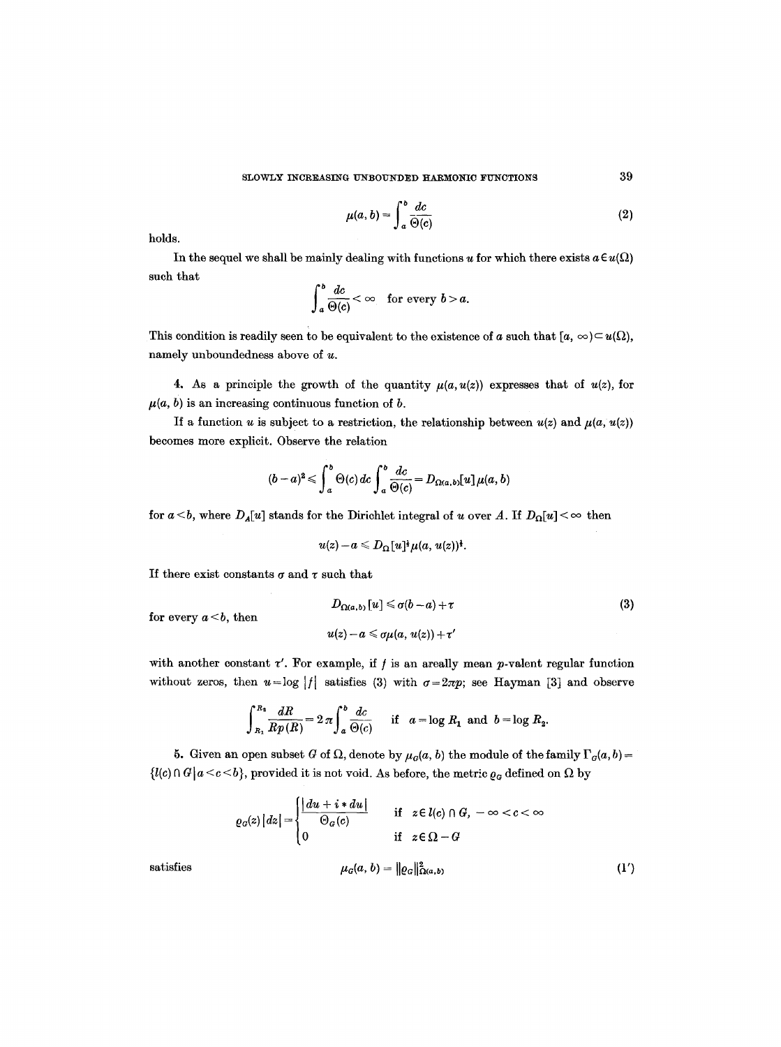$$\mu(a, b) = \int_a^b \frac{dc}{\Theta(c)} \tag{2}$$

holds.

In the sequel we shall be mainly dealing with functions $u$ for which there exists $a \in u(\Omega)$ such that

$$\int_a^b \frac{dc}{\Theta(c)} < \infty \quad \text{for every } b > a.$$

This condition is readily seen to be equivalent to the existence of $a$ such that $[a, \infty) \subset u(\Omega)$, namely unboundedness above of $u$.

4. As a principle the growth of the quantity $\mu(a, u(z))$ expresses that of $u(z)$, for $\mu(a, b)$ is an increasing continuous function of $b$.

If a function $u$ is subject to a restriction, the relationship between $u(z)$ and $\mu(a, u(z))$ becomes more explicit. Observe the relation

$$(b-a)^2 \leqslant \int_a^b \Theta(c)\, dc \int_a^b \frac{dc}{\Theta(c)} = D_{\Omega(a,b)}[u]\, \mu(a, b)$$

for $a < b$, where $D_A[u]$ stands for the Dirichlet integral of $u$ over $A$. If $D_\Omega[u] < \infty$ then

$$u(z) - a \leqslant D_\Omega[u]^{\frac{1}{2}} \mu(a, u(z))^{\frac{1}{2}}.$$

If there exist constants $\sigma$ and $\tau$ such that

$$D_{\Omega(a,b)}[u] \leqslant \sigma(b-a) + \tau \tag{3}$$

for every $a < b$, then

$$u(z) - a \leqslant \sigma \mu(a, u(z)) + \tau'$$

with another constant $\tau'$. For example, if $f$ is an areally mean $p$-valent regular function without zeros, then $u = \log |f|$ satisfies (3) with $\sigma = 2\pi p$; see Hayman [3] and observe

$$\int_{R_1}^{R_2} \frac{dR}{Rp(R)} = 2\pi \int_a^b \frac{dc}{\Theta(c)} \quad \text{if } a = \log R_1 \text{ and } b = \log R_2.$$

5. Given an open subset $G$ of $\Omega$, denote by $\mu_G(a, b)$ the module of the family $\Gamma_G(a, b) = \{l(c) \cap G \,|\, a < c < b\}$, provided it is not void. As before, the metric $\varrho_G$ defined on $\Omega$ by

$$\varrho_G(z)\,|dz| = \begin{cases} \dfrac{|du + i * du|}{\Theta_G(c)} & \text{if } z \in l(c) \cap G, \ -\infty < c < \infty \\ 0 & \text{if } z \in \Omega - G \end{cases}$$

satisfies

$$\mu_G(a, b) = \|\varrho_G\|^2_{\Omega(a,b)} \tag{1'}$$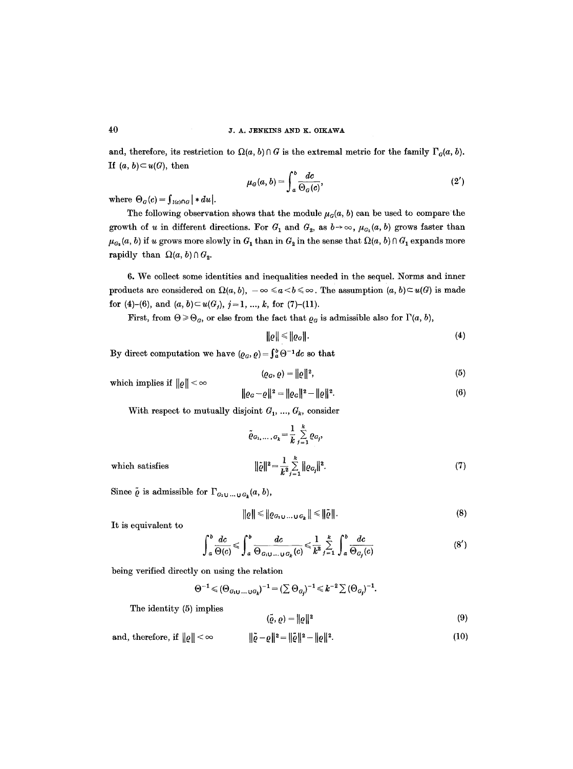and, therefore, its restriction to $\Omega(a, b) \cap G$ is the extremal metric for the family $\Gamma_G(a, b)$. If $(a, b) \subset u(G)$, then

$$\mu_G(a, b) = \int_a^b \frac{dc}{\Theta_G(c)}, \tag{2'}$$

where $\Theta_G(c) = \int_{l(c) \cap G} |*du|$.

The following observation shows that the module $\mu_G(a, b)$ can be used to compare the growth of $u$ in different directions. For $G_1$ and $G_2$, as $b \to \infty$, $\mu_{G_1}(a, b)$ grows faster than $\mu_{G_2}(a, b)$ if $u$ grows more slowly in $G_1$ than in $G_2$ in the sense that $\Omega(a, b) \cap G_1$ expands more rapidly than $\Omega(a, b) \cap G_2$.

6. We collect some identities and inequalities needed in the sequel. Norms and inner products are considered on $\Omega(a, b)$, $-\infty \leqslant a < b \leqslant \infty$. The assumption $(a, b) \subset u(G)$ is made for (4)–(6), and $(a, b) \subset u(G_j)$, $j = 1, ..., k$, for (7)–(11).

First, from $\Theta \geqslant \Theta_G$, or else from the fact that $\varrho_G$ is admissible also for $\Gamma(a, b)$,

$$\|\varrho\| \leqslant \|\varrho_G\|. \tag{4}$$

By direct computation we have $(\varrho_G, \varrho) = \int_a^b \Theta^{-1} dc$ so that

$$(\varrho_G, \varrho) = \|\varrho\|^2, \tag{5}$$

which implies if $\|\varrho\| < \infty$

$$\|\varrho_G - \varrho\|^2 = \|\varrho_G\|^2 - \|\varrho\|^2. \tag{6}$$

With respect to mutually disjoint $G_1, ..., G_k$, consider

$$\tilde{\varrho}_{G_1, ..., G_k} = \frac{1}{k} \sum_{j=1}^{k} \varrho_{G_j},$$

which satisfies

$$\|\tilde{\varrho}\|^2 = \frac{1}{k^2} \sum_{j=1}^{k} \|\varrho_{G_j}\|^2. \tag{7}$$

Since $\tilde{\varrho}$ is admissible for $\Gamma_{G_1 \cup ... \cup G_k}(a, b)$,

$$\|\varrho\| \leqslant \|\varrho_{G_1 \cup ... \cup G_k}\| \leqslant \|\tilde{\varrho}\|. \tag{8}$$

It is equivalent to

$$\int_a^b \frac{dc}{\Theta(c)} \leqslant \int_a^b \frac{dc}{\Theta_{G_1 \cup ... \cup G_k}(c)} \leqslant \frac{1}{k^2} \sum_{j=1}^{k} \int_a^b \frac{dc}{\Theta_{G_j}(c)} \tag{8'}$$

being verified directly on using the relation

$$\Theta^{-1} \leqslant (\Theta_{G_1 \cup ... \cup G_k})^{-1} = (\sum \Theta_{G_j})^{-1} \leqslant k^{-2} \sum (\Theta_{G_j})^{-1}.$$

The identity (5) implies

$$(\tilde{\varrho}, \varrho) = \|\varrho\|^2 \tag{9}$$

and, therefore, if $\|\varrho\| < \infty$

$$\|\tilde{\varrho} - \varrho\|^2 = \|\tilde{\varrho}\|^2 - \|\varrho\|^2. \tag{10}$$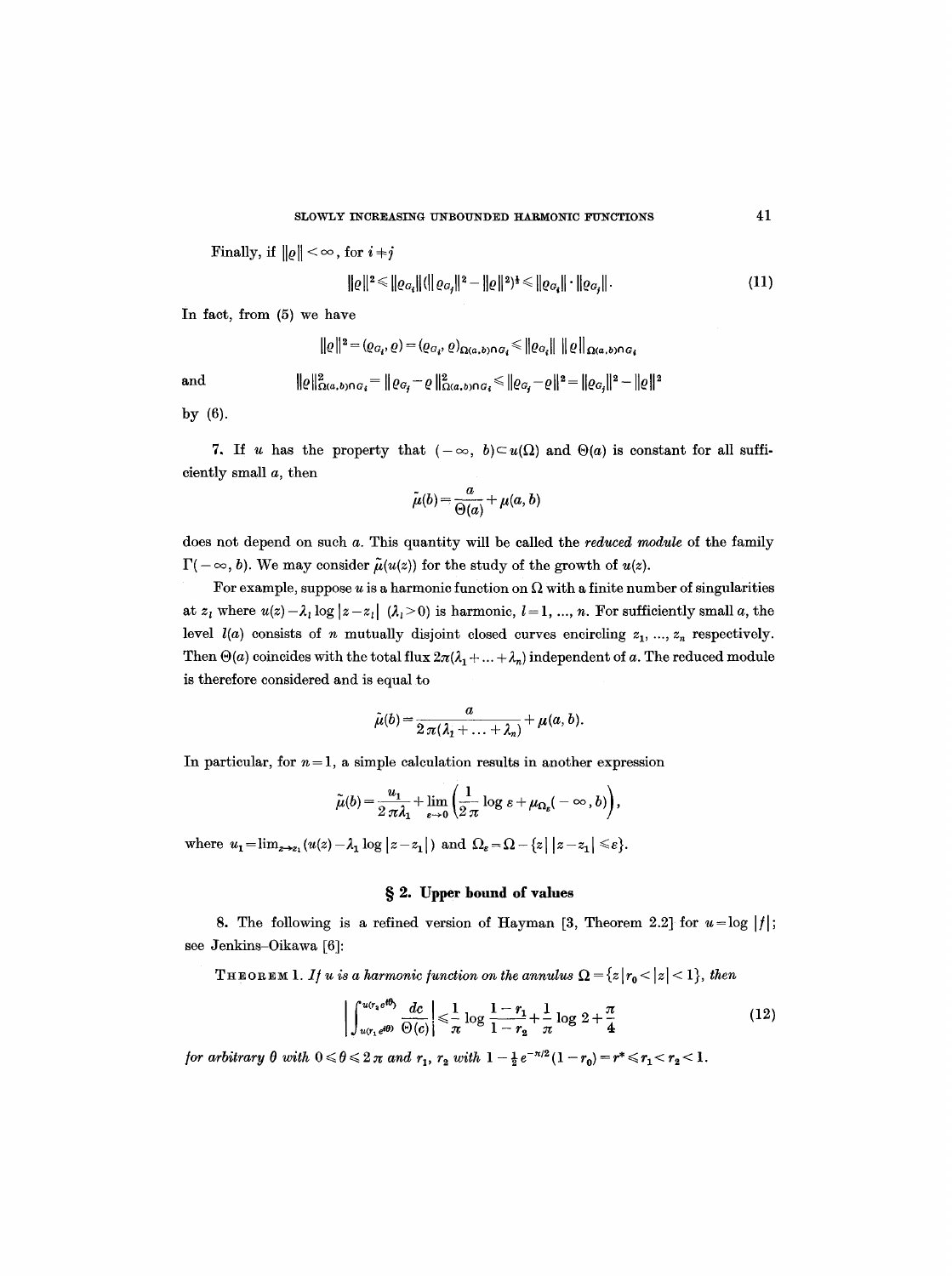Finally, if $\|\varrho\| < \infty$, for $i \neq j$

$$\|\varrho\|^2 \leqslant \|\varrho_{G_i}\| (\|\varrho_{G_j}\|^2 - \|\varrho\|^2)^{\frac{1}{2}} \leqslant \|\varrho_{G_i}\| \cdot \|\varrho_{G_j}\|. \tag{11}$$

In fact, from (5) we have

$$\|\varrho\|^2 = (\varrho_{G_i}, \varrho) = (\varrho_{G_i}, \varrho)_{\Omega(a,b) \cap G_i} \leqslant \|\varrho_{G_i}\| \, \|\varrho\|_{\Omega(a,b) \cap G_i}$$

and

$$\|\varrho\|^2_{\Omega(a,b) \cap G_i} = \|\varrho_{G_j} - \varrho\|^2_{\Omega(a,b) \cap G_i} \leqslant \|\varrho_{G_j} - \varrho\|^2 = \|\varrho_{G_j}\|^2 - \|\varrho\|^2$$

by (6).

**7.** If $u$ has the property that $(-\infty, b) \subset u(\Omega)$ and $\Theta(a)$ is constant for all sufficiently small $a$, then

$$\tilde{\mu}(b) = \frac{a}{\Theta(a)} + \mu(a, b)$$

does not depend on such $a$. This quantity will be called the *reduced module* of the family $\Gamma(-\infty, b)$. We may consider $\tilde{\mu}(u(z))$ for the study of the growth of $u(z)$.

For example, suppose $u$ is a harmonic function on $\Omega$ with a finite number of singularities at $z_l$ where $u(z) - \lambda_l \log |z - z_l|$ $(\lambda_l > 0)$ is harmonic, $l = 1, \ldots, n$. For sufficiently small $a$, the level $l(a)$ consists of $n$ mutually disjoint closed curves encircling $z_1, \ldots, z_n$ respectively. Then $\Theta(a)$ coincides with the total flux $2\pi(\lambda_1 + \ldots + \lambda_n)$ independent of $a$. The reduced module is therefore considered and is equal to

$$\tilde{\mu}(b) = \frac{a}{2\pi(\lambda_1 + \ldots + \lambda_n)} + \mu(a, b).$$

In particular, for $n = 1$, a simple calculation results in another expression

$$\tilde{\mu}(b) = \frac{u_1}{2\pi\lambda_1} + \lim_{\varepsilon \to 0} \left( \frac{1}{2\pi} \log \varepsilon + \mu_{\Omega_\varepsilon}(-\infty, b) \right),$$

where $u_1 = \lim_{z \to z_1} (u(z) - \lambda_1 \log |z - z_1|)$ and $\Omega_\varepsilon = \Omega - \{z \mid |z - z_1| \leqslant \varepsilon\}$.

## § 2. Upper bound of values

**8.** The following is a refined version of Hayman [3, Theorem 2.2] for $u = \log |f|$; see Jenkins–Oikawa [6]:

**Theorem 1.** *If $u$ is a harmonic function on the annulus $\Omega = \{z \mid r_0 < |z| < 1\}$, then*

$$\left| \int_{u(r_1 e^{i\theta})}^{u(r_2 e^{i\theta})} \frac{dc}{\Theta(c)} \right| \leqslant \frac{1}{\pi} \log \frac{1 - r_1}{1 - r_2} + \frac{1}{\pi} \log 2 + \frac{\pi}{4} \tag{12}$$

*for arbitrary $\theta$ with $0 \leqslant \theta \leqslant 2\pi$ and $r_1, r_2$ with $1 - \frac{1}{2} e^{-\pi/2}(1 - r_0) = r^* \leqslant r_1 < r_2 < 1$.*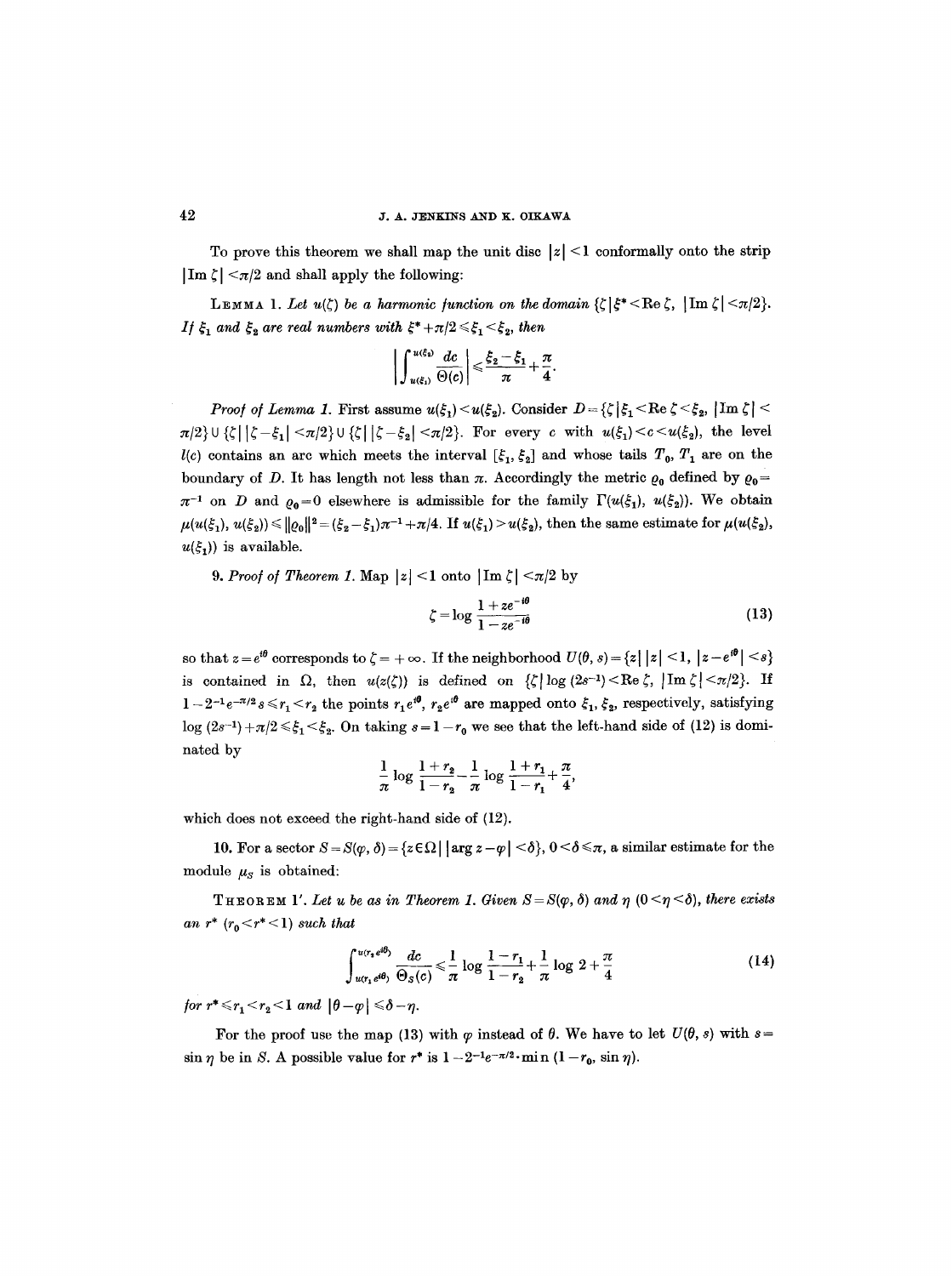To prove this theorem we shall map the unit disc $|z|<1$ conformally onto the strip $|\operatorname{Im}\zeta|<\pi/2$ and shall apply the following:

LEMMA 1. *Let $u(\zeta)$ be a harmonic function on the domain $\{\zeta \mid \xi^* < \operatorname{Re}\zeta,\ |\operatorname{Im}\zeta|<\pi/2\}$. If $\xi_1$ and $\xi_2$ are real numbers with $\xi^*+\pi/2 \leqslant \xi_1 < \xi_2$, then*

$$\left|\int_{u(\xi_1)}^{u(\xi_2)} \frac{dc}{\Theta(c)}\right| \leqslant \frac{\xi_2-\xi_1}{\pi}+\frac{\pi}{4}.$$

*Proof of Lemma 1.* First assume $u(\xi_1)<u(\xi_2)$. Consider $D=\{\zeta \mid \xi_1<\operatorname{Re}\zeta<\xi_2,\ |\operatorname{Im}\zeta|<\pi/2\} \cup \{\zeta \mid |\zeta-\xi_1|<\pi/2\} \cup \{\zeta \mid |\zeta-\xi_2|<\pi/2\}$. For every $c$ with $u(\xi_1)<c<u(\xi_2)$, the level $l(c)$ contains an arc which meets the interval $[\xi_1,\xi_2]$ and whose tails $T_0$, $T_1$ are on the boundary of $D$. It has length not less than $\pi$. Accordingly the metric $\varrho_0$ defined by $\varrho_0=\pi^{-1}$ on $D$ and $\varrho_0=0$ elsewhere is admissible for the family $\Gamma(u(\xi_1), u(\xi_2))$. We obtain $\mu(u(\xi_1), u(\xi_2)) \leqslant \|\varrho_0\|^2 = (\xi_2-\xi_1)\pi^{-1}+\pi/4$. If $u(\xi_1)>u(\xi_2)$, then the same estimate for $\mu(u(\xi_2), u(\xi_1))$ is available.

9. *Proof of Theorem 1.* Map $|z|<1$ onto $|\operatorname{Im}\zeta|<\pi/2$ by

$$\zeta=\log\frac{1+ze^{-i\theta}}{1-ze^{-i\theta}} \tag{13}$$

so that $z=e^{i\theta}$ corresponds to $\zeta=+\infty$. If the neighborhood $U(\theta,s)=\{z \mid |z|<1,\ |z-e^{i\theta}|<s\}$ is contained in $\Omega$, then $u(z(\zeta))$ is defined on $\{\zeta \mid \log(2s^{-1})<\operatorname{Re}\zeta,\ |\operatorname{Im}\zeta|<\pi/2\}$. If $1-2^{-1}e^{-\pi/2}s \leqslant r_1 < r_2$ the points $r_1e^{i\theta}$, $r_2e^{i\theta}$ are mapped onto $\xi_1$, $\xi_2$, respectively, satisfying $\log(2s^{-1})+\pi/2 \leqslant \xi_1 < \xi_2$. On taking $s=1-r_0$ we see that the left-hand side of (12) is dominated by

$$\frac{1}{\pi}\log\frac{1+r_2}{1-r_2}-\frac{1}{\pi}\log\frac{1+r_1}{1-r_1}+\frac{\pi}{4},$$

which does not exceed the right-hand side of (12).

10. For a sector $S=S(\varphi,\delta)=\{z\in\Omega \mid |\arg z-\varphi|<\delta\}$, $0<\delta\leqslant\pi$, a similar estimate for the module $\mu_S$ is obtained:

THEOREM 1'. *Let $u$ be as in Theorem 1. Given $S=S(\varphi,\delta)$ and $\eta$ $(0<\eta<\delta)$, there exists an $r^*$ $(r_0<r^*<1)$ such that*

$$\int_{u(r_1e^{i\theta})}^{u(r_2e^{i\theta})} \frac{dc}{\Theta_S(c)} \leqslant \frac{1}{\pi}\log\frac{1-r_1}{1-r_2}+\frac{1}{\pi}\log 2+\frac{\pi}{4} \tag{14}$$

*for $r^* \leqslant r_1 < r_2 < 1$ and $|\theta-\varphi| \leqslant \delta-\eta$.*

For the proof use the map (13) with $\varphi$ instead of $\theta$. We have to let $U(\theta,s)$ with $s=\sin\eta$ be in $S$. A possible value for $r^*$ is $1-2^{-1}e^{-\pi/2}\cdot\min(1-r_0, \sin\eta)$.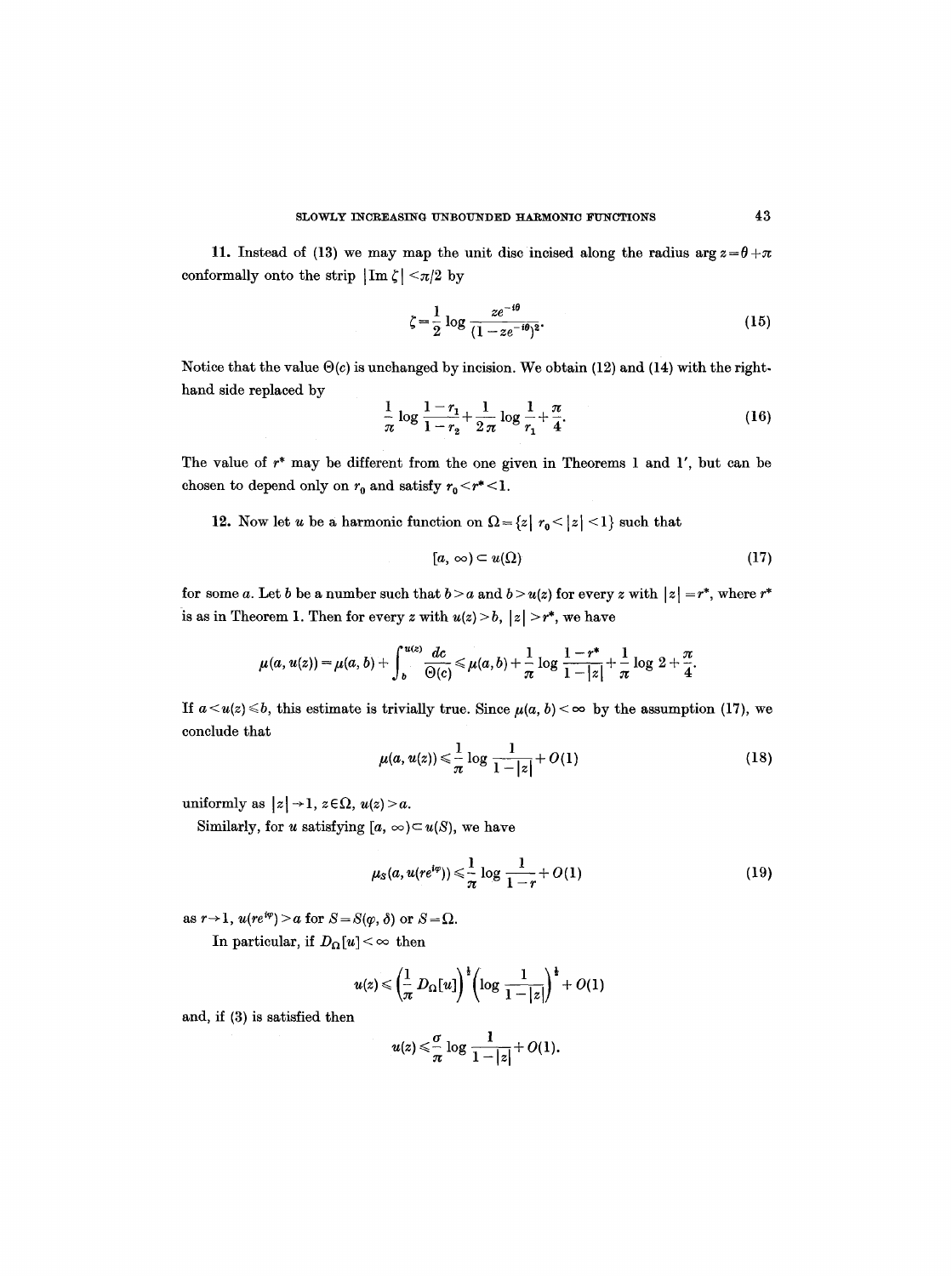**11.** Instead of (13) we may map the unit disc incised along the radius $\arg z = \theta + \pi$ conformally onto the strip $|\operatorname{Im} \zeta| < \pi/2$ by

$$\zeta = \frac{1}{2} \log \frac{ze^{-i\theta}}{(1 - ze^{-i\theta})^2}. \tag{15}$$

Notice that the value $\Theta(c)$ is unchanged by incision. We obtain (12) and (14) with the right-hand side replaced by

$$\frac{1}{\pi} \log \frac{1 - r_1}{1 - r_2} + \frac{1}{2\pi} \log \frac{1}{r_1} + \frac{\pi}{4}. \tag{16}$$

The value of $r^*$ may be different from the one given in Theorems 1 and 1′, but can be chosen to depend only on $r_0$ and satisfy $r_0 < r^* < 1$.

**12.** Now let $u$ be a harmonic function on $\Omega = \{z \mid r_0 < |z| < 1\}$ such that

$$[a, \infty) \subset u(\Omega) \tag{17}$$

for some $a$. Let $b$ be a number such that $b > a$ and $b > u(z)$ for every $z$ with $|z| = r^*$, where $r^*$ is as in Theorem 1. Then for every $z$ with $u(z) > b$, $|z| > r^*$, we have

$$\mu(a, u(z)) = \mu(a, b) + \int_b^{u(z)} \frac{dc}{\Theta(c)} \leqslant \mu(a, b) + \frac{1}{\pi} \log \frac{1 - r^*}{1 - |z|} + \frac{1}{\pi} \log 2 + \frac{\pi}{4}.$$

If $a < u(z) \leqslant b$, this estimate is trivially true. Since $\mu(a, b) < \infty$ by the assumption (17), we conclude that

$$\mu(a, u(z)) \leqslant \frac{1}{\pi} \log \frac{1}{1 - |z|} + O(1) \tag{18}$$

uniformly as $|z| \to 1$, $z \in \Omega$, $u(z) > a$.

Similarly, for $u$ satisfying $[a, \infty) \subset u(S)$, we have

$$\mu_S(a, u(re^{i\varphi})) \leqslant \frac{1}{\pi} \log \frac{1}{1 - r} + O(1) \tag{19}$$

as $r \to 1$, $u(re^{i\varphi}) > a$ for $S = S(\varphi, \delta)$ or $S = \Omega$.

In particular, if $D_\Omega[u] < \infty$ then

$$u(z) \leqslant \left(\frac{1}{\pi} D_\Omega[u]\right)^{\frac{1}{2}} \left(\log \frac{1}{1 - |z|}\right)^{\frac{1}{2}} + O(1)$$

and, if (3) is satisfied then

$$u(z) \leqslant \frac{\sigma}{\pi} \log \frac{1}{1 - |z|} + O(1).$$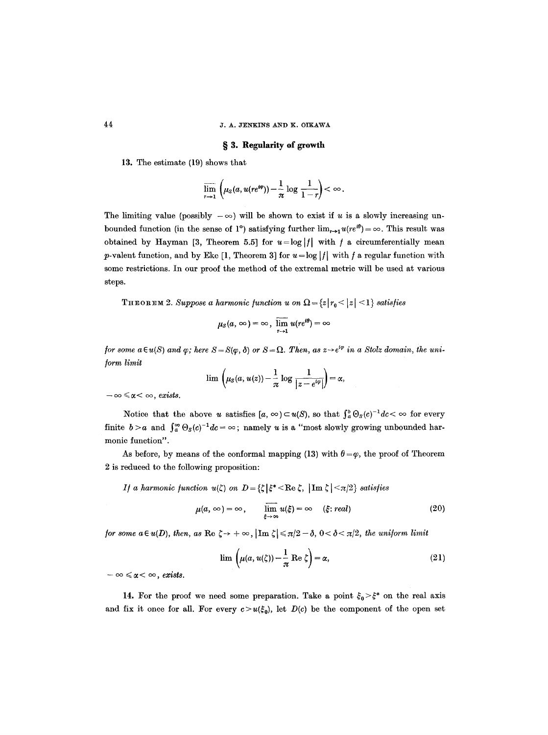## § 3. Regularity of growth

**13.** The estimate (19) shows that

$$\overline{\lim_{r\to 1}}\left(\mu_S(a, u(re^{i\varphi})) - \frac{1}{\pi}\log\frac{1}{1-r}\right) < \infty.$$

The limiting value (possibly $-\infty$) will be shown to exist if $u$ is a slowly increasing unbounded function (in the sense of 1°) satisfying further $\lim_{r\to 1} u(re^{i\theta}) = \infty$. This result was obtained by Hayman [3, Theorem 5.5] for $u = \log|f|$ with $f$ a circumferentially mean $p$-valent function, and by Eke [1, Theorem 3] for $u = \log|f|$ with $f$ a regular function with some restrictions. In our proof the method of the extremal metric will be used at various steps.

THEOREM 2. *Suppose a harmonic function $u$ on $\Omega = \{z \mid r_0 < |z| < 1\}$ satisfies*

$$\mu_S(a, \infty) = \infty, \quad \overline{\lim_{r\to 1}}\, u(re^{i\theta}) = \infty$$

*for some $a \in u(S)$ and $\varphi$; here $S = S(\varphi, \delta)$ or $S = \Omega$. Then, as $z \to e^{i\varphi}$ in a Stolz domain, the uniform limit*

$$\lim\left(\mu_S(a, u(z)) - \frac{1}{\pi}\log\frac{1}{|z - e^{i\varphi}|}\right) = \alpha,$$

*$-\infty \leqslant \alpha < \infty$, exists.*

Notice that the above $u$ satisfies $[a, \infty) \subset u(S)$, so that $\int_a^b \Theta_S(c)^{-1} dc < \infty$ for every finite $b > a$ and $\int_a^\infty \Theta_S(c)^{-1} dc = \infty$; namely $u$ is a "most slowly growing unbounded harmonic function".

As before, by means of the conformal mapping (13) with $\theta = \varphi$, the proof of Theorem 2 is reduced to the following proposition:

*If a harmonic function $u(\zeta)$ on $D = \{\zeta \mid \xi^* < \operatorname{Re}\zeta, \ |\operatorname{Im}\zeta| < \pi/2\}$ satisfies*

$$\mu(a, \infty) = \infty, \qquad \overline{\lim_{\xi\to\infty}}\, u(\xi) = \infty \quad (\xi\text{: real}) \tag{20}$$

*for some $a \in u(D)$, then, as $\operatorname{Re}\zeta \to +\infty$, $|\operatorname{Im}\zeta| \leqslant \pi/2 - \delta$, $0 < \delta < \pi/2$, the uniform limit*

$$\lim\left(\mu(a, u(\zeta)) - \frac{1}{\pi}\operatorname{Re}\zeta\right) = \alpha, \tag{21}$$

*$-\infty \leqslant \alpha < \infty$, exists.*

**14.** For the proof we need some preparation. Take a point $\xi_0 > \xi^*$ on the real axis and fix it once for all. For every $c > u(\xi_0)$, let $D(c)$ be the component of the open set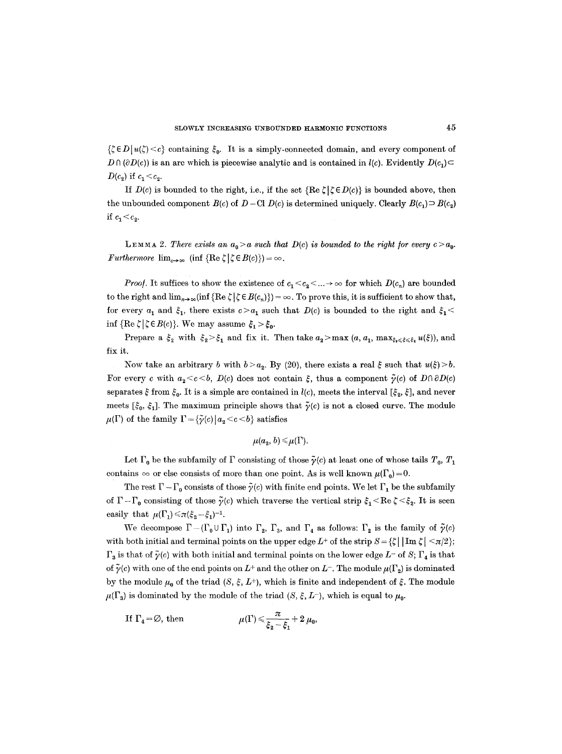$\{\zeta \in D \mid u(\zeta) < c\}$ containing $\xi_0$. It is a simply-connected domain, and every component of $D \cap (\partial D(c))$ is an arc which is piecewise analytic and is contained in $l(c)$. Evidently $D(c_1) \subset D(c_2)$ if $c_1 < c_2$.

If $D(c)$ is bounded to the right, i.e., if the set $\{\text{Re}\, \zeta \mid \zeta \in D(c)\}$ is bounded above, then the unbounded component $B(c)$ of $D - \text{Cl}\, D(c)$ is determined uniquely. Clearly $B(c_1) \supset B(c_2)$ if $c_1 < c_2$.

LEMMA 2. *There exists an $a_0 > a$ such that $D(c)$ is bounded to the right for every $c > a_0$. Furthermore* $\lim_{c \to \infty} (\inf \{\text{Re}\, \zeta \mid \zeta \in B(c)\}) = \infty$.

*Proof.* It suffices to show the existence of $c_1 < c_2 < \ldots \to \infty$ for which $D(c_n)$ are bounded to the right and $\lim_{n \to \infty} (\inf \{\text{Re}\, \zeta \mid \zeta \in B(c_n)\}) = \infty$. To prove this, it is sufficient to show that, for every $a_1$ and $\xi_1$, there exists $c > a_1$ such that $D(c)$ is bounded to the right and $\xi_1 < \inf \{\text{Re}\, \zeta \mid \zeta \in B(c)\}$. We may assume $\xi_1 > \xi_0$.

Prepare a $\xi_2$ with $\xi_2 > \xi_1$ and fix it. Then take $a_2 > \max (a, a_1, \max_{\xi_0 \leqslant \xi \leqslant \xi_2} u(\xi))$, and fix it.

Now take an arbitrary $b$ with $b > a_2$. By (20), there exists a real $\xi$ such that $u(\xi) > b$. For every $c$ with $a_2 < c < b$, $D(c)$ does not contain $\xi$, thus a component $\tilde{\gamma}(c)$ of $D \cap \partial D(c)$ separates $\xi$ from $\xi_0$. It is a simple arc contained in $l(c)$, meets the interval $[\xi_2, \xi]$, and never meets $[\xi_0, \xi_1]$. The maximum principle shows that $\tilde{\gamma}(c)$ is not a closed curve. The module $\mu(\Gamma)$ of the family $\Gamma = \{\tilde{\gamma}(c) \mid a_2 < c < b\}$ satisfies

$$\mu(a_2, b) \leqslant \mu(\Gamma).$$

Let $\Gamma_0$ be the subfamily of $\Gamma$ consisting of those $\tilde{\gamma}(c)$ at least one of whose tails $T_0$, $T_1$ contains $\infty$ or else consists of more than one point. As is well known $\mu(\Gamma_0) = 0$.

The rest $\Gamma - \Gamma_0$ consists of those $\tilde{\gamma}(c)$ with finite end points. We let $\Gamma_1$ be the subfamily of $\Gamma - \Gamma_0$ consisting of those $\tilde{\gamma}(c)$ which traverse the vertical strip $\xi_1 < \text{Re}\, \zeta < \xi_2$. It is seen easily that $\mu(\Gamma_1) \leqslant \pi(\xi_2 - \xi_1)^{-1}$.

We decompose $\Gamma - (\Gamma_0 \cup \Gamma_1)$ into $\Gamma_2$, $\Gamma_3$, and $\Gamma_4$ as follows: $\Gamma_2$ is the family of $\tilde{\gamma}(c)$ with both initial and terminal points on the upper edge $L^+$ of the strip $S = \{\zeta \mid |\text{Im}\, \zeta| < \pi/2\}$; $\Gamma_3$ is that of $\tilde{\gamma}(c)$ with both initial and terminal points on the lower edge $L^-$ of $S$; $\Gamma_4$ is that of $\tilde{\gamma}(c)$ with one of the end points on $L^+$ and the other on $L^-$. The module $\mu(\Gamma_2)$ is dominated by the module $\mu_0$ of the triad $(S, \xi, L^+)$, which is finite and independent of $\xi$. The module $\mu(\Gamma_3)$ is dominated by the module of the triad $(S, \xi, L^-)$, which is equal to $\mu_0$.

If $\Gamma_4 = \varnothing$, then
$$\mu(\Gamma) \leqslant \frac{\pi}{\xi_2 - \xi_1} + 2\,\mu_0,$$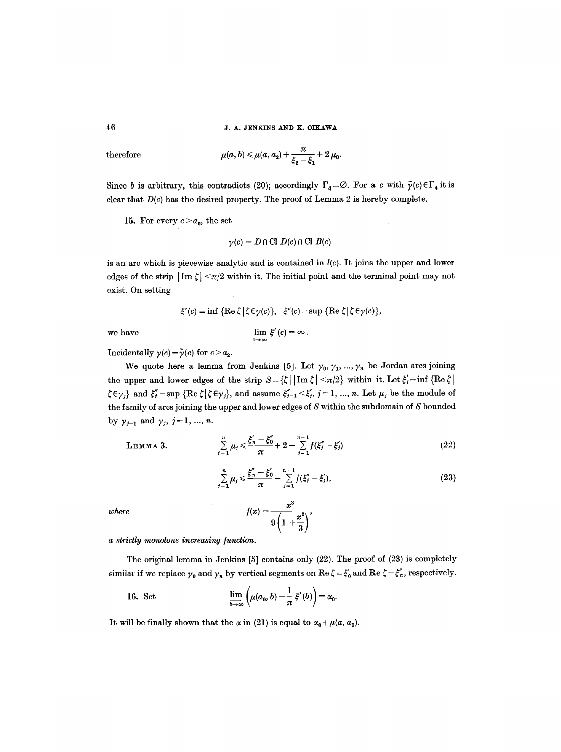therefore

$$\mu(a, b) \leqslant \mu(a, a_2) + \frac{\pi}{\xi_2 - \xi_1} + 2\mu_0.$$

Since $b$ is arbitrary, this contradicts (20); accordingly $\Gamma_4 \neq \emptyset$. For a $c$ with $\tilde{\gamma}(c) \in \Gamma_4$ it is clear that $D(c)$ has the desired property. The proof of Lemma 2 is hereby complete.

**15.** For every $c > a_0$, the set

$$\gamma(c) = D \cap \operatorname{Cl} D(c) \cap \operatorname{Cl} B(c)$$

is an arc which is piecewise analytic and is contained in $l(c)$. It joins the upper and lower edges of the strip $|\operatorname{Im} \zeta| < \pi/2$ within it. The initial point and the terminal point may not exist. On setting

$$\xi'(c) = \inf \{\operatorname{Re} \zeta \,|\, \zeta \in \gamma(c)\}, \quad \xi''(c) = \sup \{\operatorname{Re} \zeta \,|\, \zeta \in \gamma(c)\},$$

we have

$$\lim_{c \to \infty} \xi'(c) = \infty.$$

Incidentally $\gamma(c) = \tilde{\gamma}(c)$ for $c > a_2$.

We quote here a lemma from Jenkins [5]. Let $\gamma_0, \gamma_1, \ldots, \gamma_n$ be Jordan arcs joining the upper and lower edges of the strip $S = \{\zeta \,|\, |\operatorname{Im} \zeta| < \pi/2\}$ within it. Let $\xi_j' = \inf \{\operatorname{Re} \zeta \,|\, \zeta \in \gamma_j\}$ and $\xi_j'' = \sup \{\operatorname{Re} \zeta \,|\, \zeta \in \gamma_j\}$, and assume $\xi_{j-1}'' < \xi_j'$, $j = 1, \ldots, n$. Let $\mu_j$ be the module of the family of arcs joining the upper and lower edges of $S$ within the subdomain of $S$ bounded by $\gamma_{j-1}$ and $\gamma_j$, $j = 1, \ldots, n$.

LEMMA 3.

$$\sum_{j=1}^{n} \mu_j \leqslant \frac{\xi_n' - \xi_0''}{\pi} + 2 - \sum_{j=1}^{n-1} f(\xi_j'' - \xi_j') \tag{22}$$

$$\sum_{j=1}^{n} \mu_j \leqslant \frac{\xi_n'' - \xi_0'}{\pi} - \sum_{j=1}^{n-1} f(\xi_j'' - \xi_j'), \tag{23}$$

*where*

$$f(x) = \frac{x^3}{9\left(1 + \dfrac{x^2}{3}\right)},$$

*a strictly monotone increasing function.*

The original lemma in Jenkins [5] contains only (22). The proof of (23) is completely similar if we replace $\gamma_0$ and $\gamma_n$ by vertical segments on $\operatorname{Re} \zeta = \xi_0'$ and $\operatorname{Re} \zeta = \xi_n''$, respectively.

**16.** Set

$$\varlimsup_{b \to \infty} \left( \mu(a_0, b) - \frac{1}{\pi} \xi'(b) \right) = \alpha_0.$$

It will be finally shown that the $\alpha$ in (21) is equal to $\alpha_0 + \mu(a, a_0)$.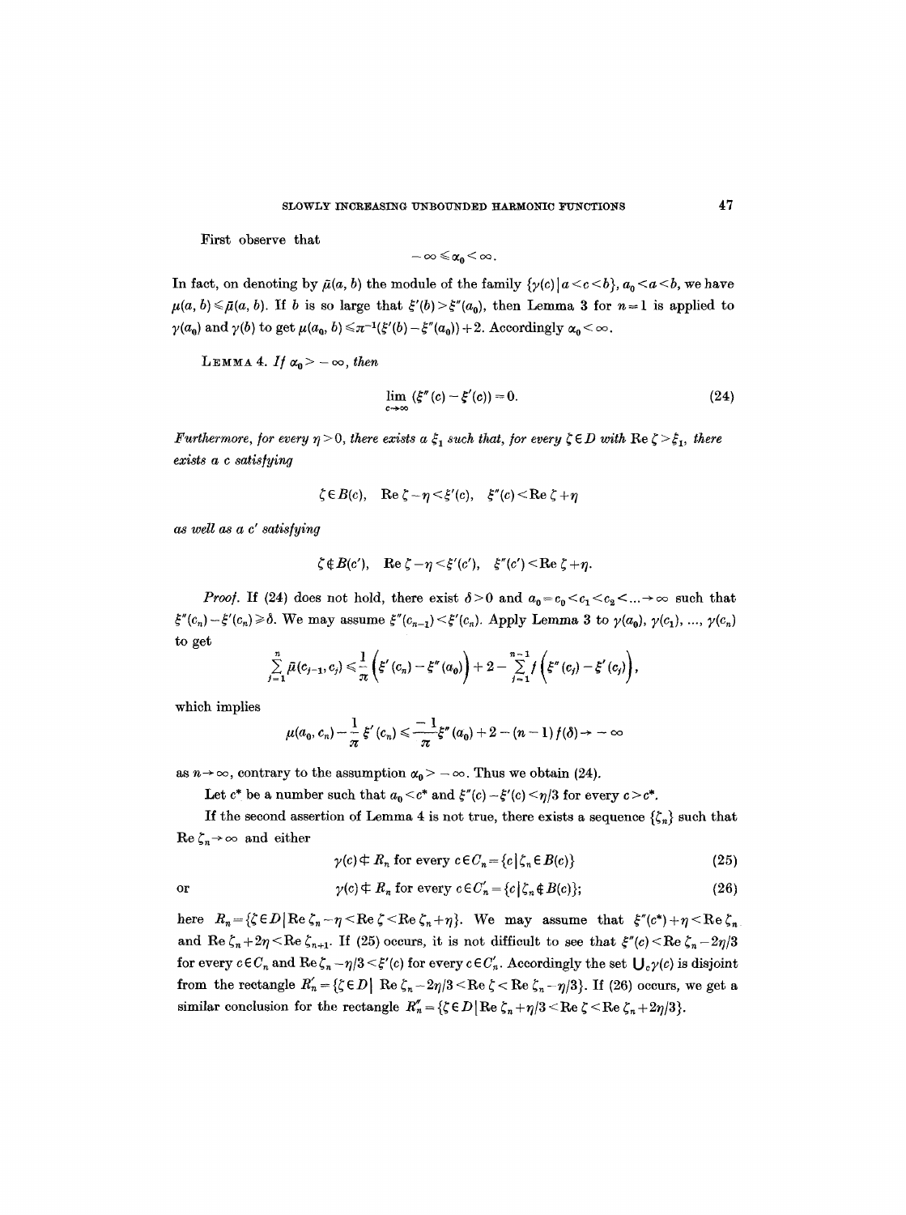First observe that

$$-\infty \leqslant \alpha_0 < \infty.$$

In fact, on denoting by $\bar{\mu}(a, b)$ the module of the family $\{\gamma(c) \mid a < c < b\}$, $a_0 < a < b$, we have $\mu(a, b) \leqslant \bar{\mu}(a, b)$. If $b$ is so large that $\xi'(b) > \xi''(a_0)$, then Lemma 3 for $n = 1$ is applied to $\gamma(a_0)$ and $\gamma(b)$ to get $\mu(a_0, b) \leqslant \pi^{-1}(\xi'(b) - \xi''(a_0)) + 2$. Accordingly $\alpha_0 < \infty$.

LEMMA 4. *If* $\alpha_0 > -\infty$, *then*

$$\lim_{c \to \infty} (\xi''(c) - \xi'(c)) = 0. \tag{24}$$

*Furthermore, for every* $\eta > 0$, *there exists a* $\xi_1$ *such that, for every* $\zeta \in D$ *with* $\operatorname{Re} \zeta > \xi_1$, *there exists a* $c$ *satisfying*

$$\zeta \in B(c), \quad \operatorname{Re} \zeta - \eta < \xi'(c), \quad \xi''(c) < \operatorname{Re} \zeta + \eta$$

*as well as a* $c'$ *satisfying*

$$\zeta \notin B(c'), \quad \operatorname{Re} \zeta - \eta < \xi'(c'), \quad \xi''(c') < \operatorname{Re} \zeta + \eta.$$

*Proof.* If (24) does not hold, there exist $\delta > 0$ and $a_0 = c_0 < c_1 < c_2 < \ldots \to \infty$ such that $\xi''(c_n) - \xi'(c_n) \geqslant \delta$. We may assume $\xi''(c_{n-1}) < \xi'(c_n)$. Apply Lemma 3 to $\gamma(a_0)$, $\gamma(c_1)$, ..., $\gamma(c_n)$ to get

$$\sum_{j=1}^{n} \bar{\mu}(c_{j-1}, c_j) \leqslant \frac{1}{\pi} \left( \xi'(c_n) - \xi''(a_0) \right) + 2 - \sum_{j=1}^{n-1} f\left( \xi''(c_j) - \xi'(c_j) \right),$$

which implies

$$\mu(a_0, c_n) - \frac{1}{\pi} \xi'(c_n) \leqslant \frac{-1}{\pi} \xi''(a_0) + 2 - (n-1) f(\delta) \to -\infty$$

as $n \to \infty$, contrary to the assumption $\alpha_0 > -\infty$. Thus we obtain (24).

Let $c^*$ be a number such that $a_0 < c^*$ and $\xi''(c) - \xi'(c) < \eta/3$ for every $c > c^*$.

If the second assertion of Lemma 4 is not true, there exists a sequence $\{\zeta_n\}$ such that $\operatorname{Re} \zeta_n \to \infty$ and either

$$\gamma(c) \not\subset R_n \text{ for every } c \in C_n = \{c \mid \zeta_n \in B(c)\} \tag{25}$$

or

$$\gamma(c) \not\subset R_n \text{ for every } c \in C'_n = \{c \mid \zeta_n \notin B(c)\}; \tag{26}$$

here $R_n = \{\zeta \in D \mid \operatorname{Re} \zeta_n - \eta < \operatorname{Re} \zeta < \operatorname{Re} \zeta_n + \eta\}$. We may assume that $\xi''(c^*) + \eta < \operatorname{Re} \zeta_n$ and $\operatorname{Re} \zeta_n + 2\eta < \operatorname{Re} \zeta_{n+1}$. If (25) occurs, it is not difficult to see that $\xi''(c) < \operatorname{Re} \zeta_n - 2\eta/3$ for every $c \in C_n$ and $\operatorname{Re} \zeta_n - \eta/3 < \xi'(c)$ for every $c \in C'_n$. Accordingly the set $\bigcup_c \gamma(c)$ is disjoint from the rectangle $R'_n = \{\zeta \in D \mid \operatorname{Re} \zeta_n - 2\eta/3 < \operatorname{Re} \zeta < \operatorname{Re} \zeta_n - \eta/3\}$. If (26) occurs, we get a similar conclusion for the rectangle $R''_n = \{\zeta \in D \mid \operatorname{Re} \zeta_n + \eta/3 < \operatorname{Re} \zeta < \operatorname{Re} \zeta_n + 2\eta/3\}$.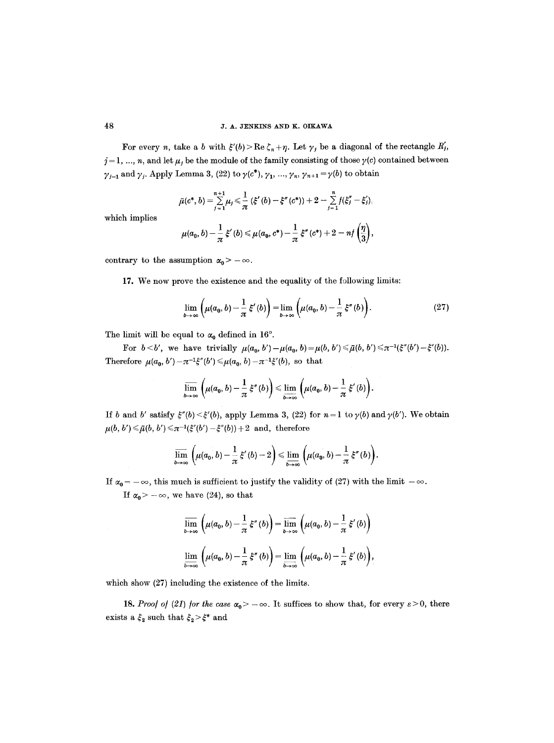For every $n$, take a $b$ with $\xi'(b) > \operatorname{Re} \zeta_n + \eta$. Let $\gamma_j$ be a diagonal of the rectangle $R_j'$, $j = 1, \ldots, n$, and let $\mu_j$ be the module of the family consisting of those $\gamma(c)$ contained between $\gamma_{j-1}$ and $\gamma_j$. Apply Lemma 3, (22) to $\gamma(c^*), \gamma_1, \ldots, \gamma_n, \gamma_{n+1} = \gamma(b)$ to obtain

$$\bar{\mu}(c^*, b) = \sum_{j=1}^{n+1} \mu_j \leqslant \frac{1}{\pi} (\xi'(b) - \xi''(c^*)) + 2 - \sum_{j=1}^{n} f(\xi_j'' - \xi_j'),$$

which implies

$$\mu(a_0, b) - \frac{1}{\pi} \xi'(b) \leqslant \mu(a_0, c^*) - \frac{1}{\pi} \xi''(c^*) + 2 - nf\left(\frac{\eta}{3}\right),$$

contrary to the assumption $\alpha_0 > -\infty$.

**17.** We now prove the existence and the equality of the following limits:

$$\lim_{b \to \infty} \left( \mu(a_0, b) - \frac{1}{\pi} \xi'(b) \right) = \lim_{b \to \infty} \left( \mu(a_0, b) - \frac{1}{\pi} \xi''(b) \right). \tag{27}$$

The limit will be equal to $\alpha_0$ defined in 16°.

For $b < b'$, we have trivially $\mu(a_0, b') - \mu(a_0, b) = \mu(b, b') \leqslant \bar{\mu}(b, b') \leqslant \pi^{-1}(\xi''(b') - \xi'(b))$. Therefore $\mu(a_0, b') - \pi^{-1}\xi''(b') \leqslant \mu(a_0, b) - \pi^{-1}\xi'(b)$, so that

$$\overline{\lim_{b \to \infty}} \left( \mu(a_0, b) - \frac{1}{\pi} \xi''(b) \right) \leqslant \underline{\lim_{b \to \infty}} \left( \mu(a_0, b) - \frac{1}{\pi} \xi'(b) \right).$$

If $b$ and $b'$ satisfy $\xi''(b) < \xi'(b)$, apply Lemma 3, (22) for $n = 1$ to $\gamma(b)$ and $\gamma(b')$. We obtain $\mu(b, b') \leqslant \bar{\mu}(b, b') \leqslant \pi^{-1}(\xi'(b') - \xi''(b)) + 2$ and, therefore

$$\overline{\lim_{b \to \infty}} \left( \mu(a_0, b) - \frac{1}{\pi} \xi'(b) - 2 \right) \leqslant \underline{\lim_{b \to \infty}} \left( \mu(a_0, b) - \frac{1}{\pi} \xi''(b) \right).$$

If $\alpha_0 = -\infty$, this much is sufficient to justify the validity of (27) with the limit $-\infty$.

If $\alpha_0 > -\infty$, we have (24), so that

$$\overline{\lim_{b \to \infty}} \left( \mu(a_0, b) - \frac{1}{\pi} \xi''(b) \right) = \overline{\lim_{b \to \infty}} \left( \mu(a_0, b) - \frac{1}{\pi} \xi'(b) \right)$$

$$\underline{\lim_{b \to \infty}} \left( \mu(a_0, b) - \frac{1}{\pi} \xi''(b) \right) = \underline{\lim_{b \to \infty}} \left( \mu(a_0, b) - \frac{1}{\pi} \xi'(b) \right),$$

which show (27) including the existence of the limits.

**18.** *Proof of (21) for the case $\alpha_0 > -\infty$.* It suffices to show that, for every $\varepsilon > 0$, there exists a $\xi_2$ such that $\xi_2 > \xi^*$ and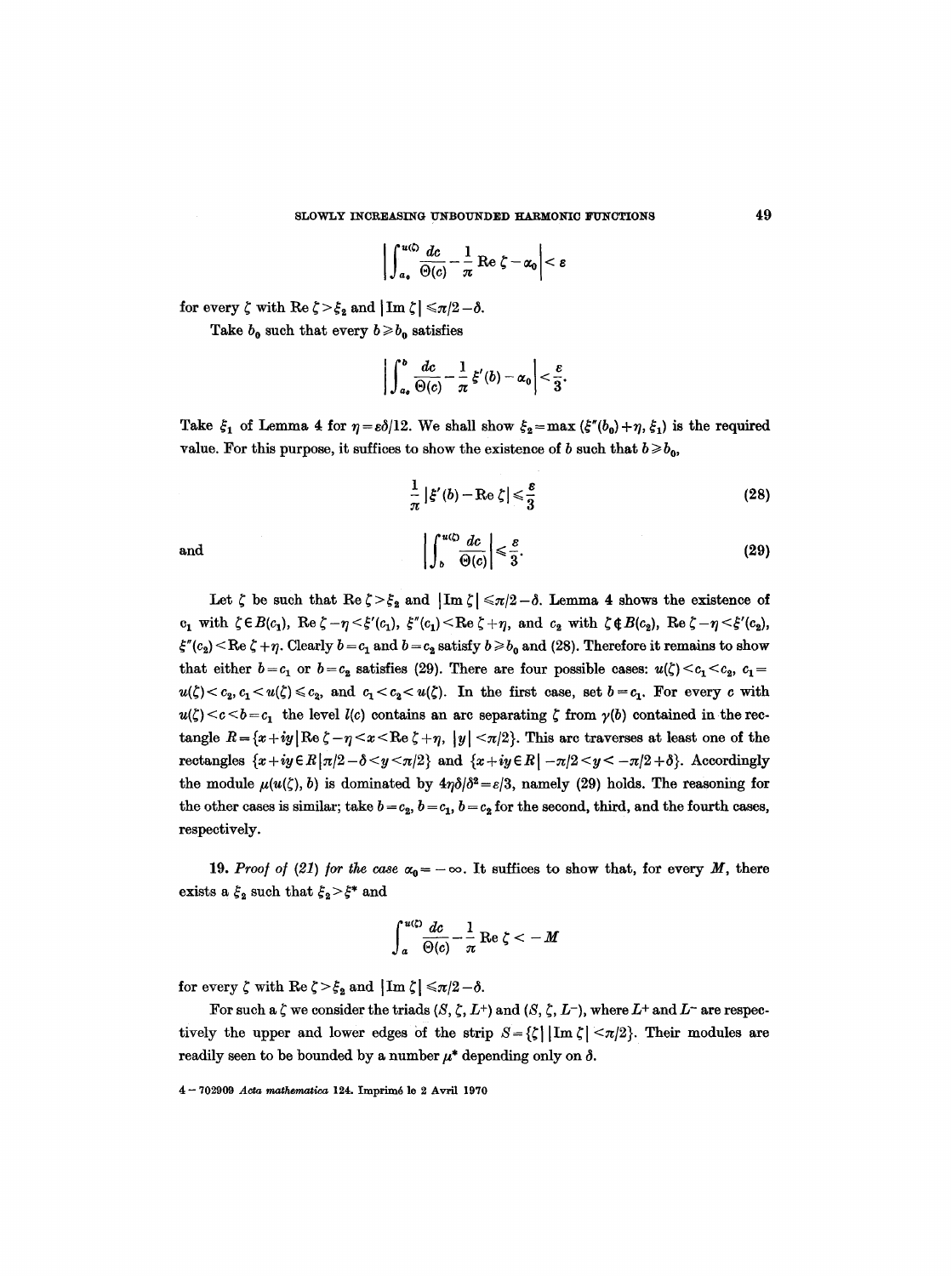$$\left| \int_{a_0}^{u(\zeta)} \frac{dc}{\Theta(c)} - \frac{1}{\pi} \operatorname{Re} \zeta - \alpha_0 \right| < \varepsilon$$

for every $\zeta$ with $\operatorname{Re} \zeta > \xi_2$ and $|\operatorname{Im} \zeta| \leqslant \pi/2 - \delta$.

Take $b_0$ such that every $b \geqslant b_0$ satisfies

$$\left| \int_{a_0}^{b} \frac{dc}{\Theta(c)} - \frac{1}{\pi} \xi'(b) - \alpha_0 \right| < \frac{\varepsilon}{3}.$$

Take $\xi_1$ of Lemma 4 for $\eta = \varepsilon\delta/12$. We shall show $\xi_2 = \max(\xi''(b_0) + \eta, \xi_1)$ is the required value. For this purpose, it suffices to show the existence of $b$ such that $b \geqslant b_0$,

$$\frac{1}{\pi} |\xi'(b) - \operatorname{Re} \zeta| \leqslant \frac{\varepsilon}{3} \tag{28}$$

and

$$\left| \int_{b}^{u(\zeta)} \frac{dc}{\Theta(c)} \right| \leqslant \frac{\varepsilon}{3}. \tag{29}$$

Let $\zeta$ be such that $\operatorname{Re} \zeta > \xi_2$ and $|\operatorname{Im} \zeta| \leqslant \pi/2 - \delta$. Lemma 4 shows the existence of $c_1$ with $\zeta \in B(c_1)$, $\operatorname{Re} \zeta - \eta < \xi'(c_1)$, $\xi''(c_1) < \operatorname{Re} \zeta + \eta$, and $c_2$ with $\zeta \notin B(c_2)$, $\operatorname{Re} \zeta - \eta < \xi'(c_2)$, $\xi''(c_2) < \operatorname{Re} \zeta + \eta$. Clearly $b = c_1$ and $b = c_2$ satisfy $b \geqslant b_0$ and (28). Therefore it remains to show that either $b = c_1$ or $b = c_2$ satisfies (29). There are four possible cases: $u(\zeta) < c_1 < c_2$, $c_1 = u(\zeta) < c_2$, $c_1 < u(\zeta) \leqslant c_2$, and $c_1 < c_2 < u(\zeta)$. In the first case, set $b = c_1$. For every $c$ with $u(\zeta) < c < b = c_1$ the level $l(c)$ contains an arc separating $\zeta$ from $\gamma(b)$ contained in the rectangle $R = \{x + iy \mid \operatorname{Re} \zeta - \eta < x < \operatorname{Re} \zeta + \eta,\ |y| < \pi/2\}$. This arc traverses at least one of the rectangles $\{x + iy \in R \mid \pi/2 - \delta < y < \pi/2\}$ and $\{x + iy \in R \mid -\pi/2 < y < -\pi/2 + \delta\}$. Accordingly the module $\mu(u(\zeta), b)$ is dominated by $4\eta\delta/\delta^2 = \varepsilon/3$, namely (29) holds. The reasoning for the other cases is similar; take $b = c_2$, $b = c_1$, $b = c_2$ for the second, third, and the fourth cases, respectively.

**19.** *Proof of (21) for the case $\alpha_0 = -\infty$.* It suffices to show that, for every $M$, there exists a $\xi_2$ such that $\xi_2 > \xi^*$ and

$$\int_{a}^{u(\zeta)} \frac{dc}{\Theta(c)} - \frac{1}{\pi} \operatorname{Re} \zeta < -M$$

for every $\zeta$ with $\operatorname{Re} \zeta > \xi_2$ and $|\operatorname{Im} \zeta| \leqslant \pi/2 - \delta$.

For such a $\zeta$ we consider the triads $(S, \zeta, L^+)$ and $(S, \zeta, L^-)$, where $L^+$ and $L^-$ are respectively the upper and lower edges of the strip $S = \{\zeta \mid |\operatorname{Im} \zeta| < \pi/2\}$. Their modules are readily seen to be bounded by a number $\mu^*$ depending only on $\delta$.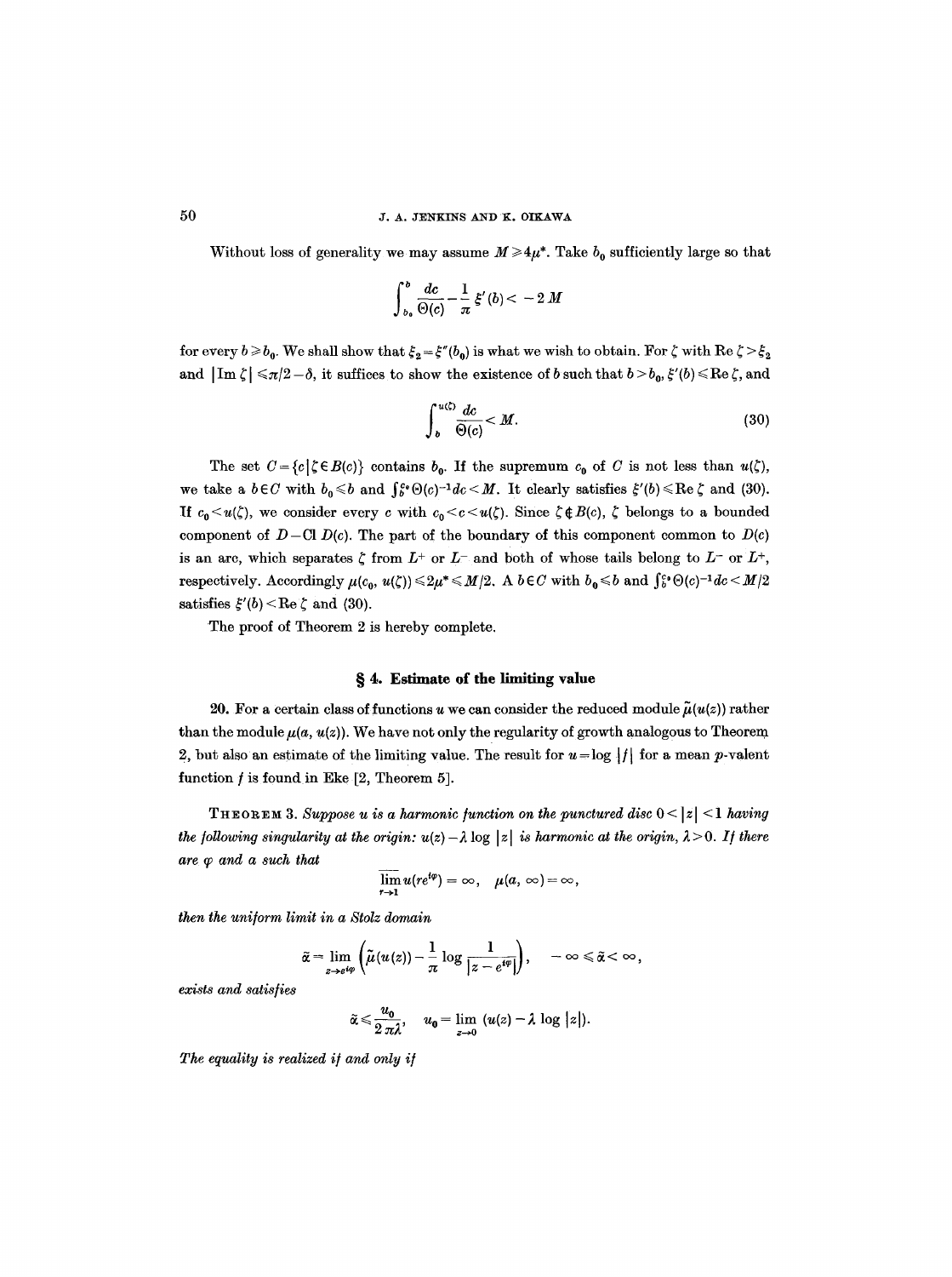Without loss of generality we may assume $M \geqslant 4\mu^*$. Take $b_0$ sufficiently large so that

$$\int_{b_0}^{b} \frac{dc}{\Theta(c)} - \frac{1}{\pi}\,\xi'(b) < -2M$$

for every $b \geqslant b_0$. We shall show that $\xi_2 = \xi''(b_0)$ is what we wish to obtain. For $\zeta$ with $\operatorname{Re}\zeta > \xi_2$ and $|\operatorname{Im}\zeta| \leqslant \pi/2 - \delta$, it suffices to show the existence of $b$ such that $b > b_0$, $\xi'(b) \leqslant \operatorname{Re}\zeta$, and

$$\int_{b}^{u(\zeta)} \frac{dc}{\Theta(c)} < M. \tag{30}$$

The set $C = \{c \mid \zeta \in B(c)\}$ contains $b_0$. If the supremum $c_0$ of $C$ is not less than $u(\zeta)$, we take a $b \in C$ with $b_0 \leqslant b$ and $\int_b^{c_0} \Theta(c)^{-1} dc < M$. It clearly satisfies $\xi'(b) \leqslant \operatorname{Re}\zeta$ and (30). If $c_0 < u(\zeta)$, we consider every $c$ with $c_0 < c < u(\zeta)$. Since $\zeta \notin B(c)$, $\zeta$ belongs to a bounded component of $D - \operatorname{Cl} D(c)$. The part of the boundary of this component common to $D(c)$ is an arc, which separates $\zeta$ from $L^+$ or $L^-$ and both of whose tails belong to $L^-$ or $L^+$, respectively. Accordingly $\mu(c_0, u(\zeta)) \leqslant 2\mu^* \leqslant M/2$. A $b \in C$ with $b_0 \leqslant b$ and $\int_b^{c_0} \Theta(c)^{-1} dc < M/2$ satisfies $\xi'(b) < \operatorname{Re}\zeta$ and (30).

The proof of Theorem 2 is hereby complete.

## § 4. Estimate of the limiting value

**20.** For a certain class of functions $u$ we can consider the reduced module $\tilde{\mu}(u(z))$ rather than the module $\mu(a, u(z))$. We have not only the regularity of growth analogous to Theorem 2, but also an estimate of the limiting value. The result for $u = \log |f|$ for a mean $p$-valent function $f$ is found in Eke [2, Theorem 5].

THEOREM 3. *Suppose $u$ is a harmonic function on the punctured disc $0 < |z| < 1$ having the following singularity at the origin: $u(z) - \lambda \log |z|$ is harmonic at the origin, $\lambda > 0$. If there are $\varphi$ and $a$ such that*

$$\overline{\lim_{r \to 1}}\, u(re^{i\varphi}) = \infty, \quad \mu(a, \infty) = \infty,$$

*then the uniform limit in a Stolz domain*

$$\tilde{\alpha} = \lim_{z \to e^{i\varphi}} \left( \tilde{\mu}(u(z)) - \frac{1}{\pi} \log \frac{1}{|z - e^{i\varphi}|} \right), \quad -\infty \leqslant \tilde{\alpha} < \infty,$$

*exists and satisfies*

$$\tilde{\alpha} \leqslant \frac{u_0}{2\pi\lambda}, \quad u_0 = \lim_{z \to 0} (u(z) - \lambda \log |z|).$$

*The equality is realized if and only if*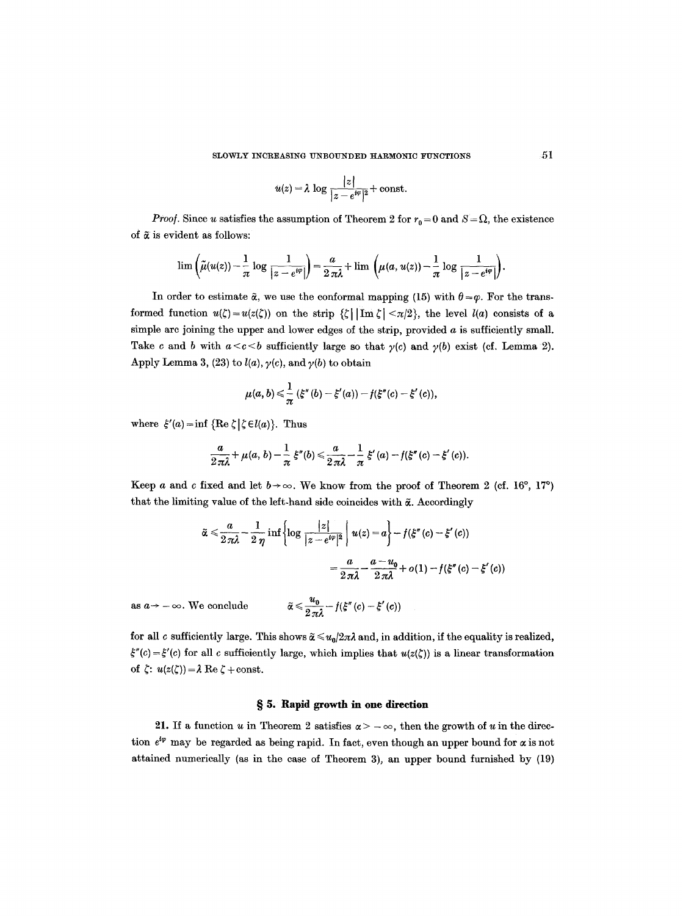$$u(z) = \lambda \log \frac{|z|}{|z-e^{i\varphi}|^2} + \text{const.}$$

*Proof.* Since $u$ satisfies the assumption of Theorem 2 for $r_0 = 0$ and $S = \Omega$, the existence of $\tilde{\alpha}$ is evident as follows:

$$\lim \left( \tilde{\mu}(u(z)) - \frac{1}{\pi} \log \frac{1}{|z-e^{i\varphi}|} \right) = \frac{a}{2\pi\lambda} + \lim \left( \mu(a, u(z)) - \frac{1}{\pi} \log \frac{1}{|z-e^{i\varphi}|} \right).$$

In order to estimate $\tilde{\alpha}$, we use the conformal mapping (15) with $\theta = \varphi$. For the transformed function $u(\zeta) = u(z(\zeta))$ on the strip $\{\zeta \mid |\operatorname{Im} \zeta| < \pi/2\}$, the level $l(a)$ consists of a simple arc joining the upper and lower edges of the strip, provided $a$ is sufficiently small. Take $c$ and $b$ with $a < c < b$ sufficiently large so that $\gamma(c)$ and $\gamma(b)$ exist (cf. Lemma 2). Apply Lemma 3, (23) to $l(a)$, $\gamma(c)$, and $\gamma(b)$ to obtain

$$\mu(a, b) \leqslant \frac{1}{\pi} (\xi''(b) - \xi'(a)) - f(\xi''(c) - \xi'(c)),$$

where $\xi'(a) = \inf \{\operatorname{Re} \zeta \mid \zeta \in l(a)\}$. Thus

$$\frac{a}{2\pi\lambda} + \mu(a, b) - \frac{1}{\pi} \xi''(b) \leqslant \frac{a}{2\pi\lambda} - \frac{1}{\pi} \xi'(a) - f(\xi''(c) - \xi'(c)).$$

Keep $a$ and $c$ fixed and let $b \to \infty$. We know from the proof of Theorem 2 (cf. 16°, 17°) that the limiting value of the left-hand side coincides with $\tilde{\alpha}$. Accordingly

$$\tilde{\alpha} \leqslant \frac{a}{2\pi\lambda} - \frac{1}{2\eta} \inf \left\{ \log \frac{|z|}{|z-e^{i\varphi}|^2} \;\middle|\; u(z) = a \right\} - f(\xi''(c) - \xi'(c))$$

$$= \frac{a}{2\pi\lambda} - \frac{a - u_0}{2\pi\lambda} + o(1) - f(\xi''(c) - \xi'(c))$$

as $a \to -\infty$. We conclude

$$\tilde{\alpha} \leqslant \frac{u_0}{2\pi\lambda} - f(\xi''(c) - \xi'(c))$$

for all $c$ sufficiently large. This shows $\tilde{\alpha} \leqslant u_0/2\pi\lambda$ and, in addition, if the equality is realized, $\xi''(c) = \xi'(c)$ for all $c$ sufficiently large, which implies that $u(z(\zeta))$ is a linear transformation of $\zeta$: $u(z(\zeta)) = \lambda \operatorname{Re} \zeta + \text{const.}$

## § 5. Rapid growth in one direction

**21.** If a function $u$ in Theorem 2 satisfies $\alpha > -\infty$, then the growth of $u$ in the direction $e^{i\varphi}$ may be regarded as being rapid. In fact, even though an upper bound for $\alpha$ is not attained numerically (as in the case of Theorem 3), an upper bound furnished by (19)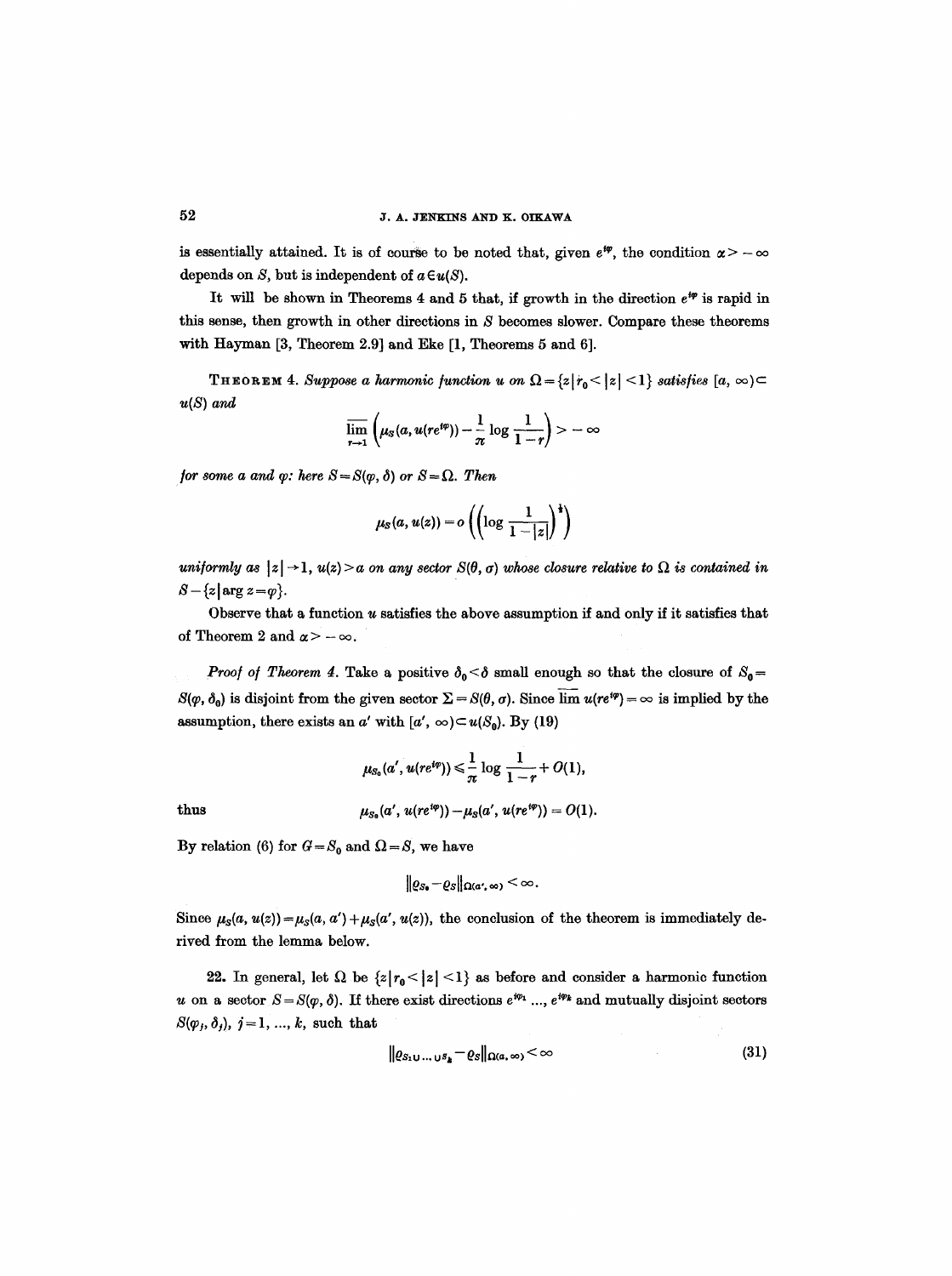is essentially attained. It is of course to be noted that, given $e^{i\varphi}$, the condition $\alpha > -\infty$ depends on $S$, but is independent of $a \in u(S)$.

It will be shown in Theorems 4 and 5 that, if growth in the direction $e^{i\varphi}$ is rapid in this sense, then growth in other directions in $S$ becomes slower. Compare these theorems with Hayman [3, Theorem 2.9] and Eke [1, Theorems 5 and 6].

**Theorem 4.** *Suppose a harmonic function $u$ on $\Omega = \{z \mid r_0 < |z| < 1\}$ satisfies $[a, \infty) \subset u(S)$ and*

$$\overline{\lim_{r \to 1}} \left( \mu_S(a, u(re^{i\varphi})) - \frac{1}{\pi} \log \frac{1}{1-r} \right) > -\infty$$

*for some $a$ and $\varphi$: here $S = S(\varphi, \delta)$ or $S = \Omega$. Then*

$$\mu_S(a, u(z)) = o\left(\left(\log \frac{1}{1-|z|}\right)^{\frac{1}{2}}\right)$$

*uniformly as $|z| \to 1$, $u(z) > a$ on any sector $S(\theta, \sigma)$ whose closure relative to $\Omega$ is contained in $S - \{z \mid \arg z = \varphi\}$.*

Observe that a function $u$ satisfies the above assumption if and only if it satisfies that of Theorem 2 and $\alpha > -\infty$.

*Proof of Theorem 4.* Take a positive $\delta_0 < \delta$ small enough so that the closure of $S_0 = S(\varphi, \delta_0)$ is disjoint from the given sector $\Sigma = S(\theta, \sigma)$. Since $\overline{\lim}\, u(re^{i\varphi}) = \infty$ is implied by the assumption, there exists an $a'$ with $[a', \infty) \subset u(S_0)$. By (19)

$$\mu_{S_0}(a', u(re^{i\varphi})) \leqslant \frac{1}{\pi} \log \frac{1}{1-r} + O(1),$$

thus

$$\mu_{S_0}(a', u(re^{i\varphi})) - \mu_S(a', u(re^{i\varphi})) = O(1).$$

By relation (6) for $G = S_0$ and $\Omega = S$, we have

$$\|\varrho_{S_0} - \varrho_S\|_{\Omega(a', \infty)} < \infty.$$

Since $\mu_S(a, u(z)) = \mu_S(a, a') + \mu_S(a', u(z))$, the conclusion of the theorem is immediately derived from the lemma below.

**22.** In general, let $\Omega$ be $\{z \mid r_0 < |z| < 1\}$ as before and consider a harmonic function $u$ on a sector $S = S(\varphi, \delta)$. If there exist directions $e^{i\varphi_1}, \ldots, e^{i\varphi_k}$ and mutually disjoint sectors $S(\varphi_j, \delta_j)$, $j = 1, \ldots, k$, such that

$$\|\varrho_{S_1 \cup \ldots \cup S_k} - \varrho_S\|_{\Omega(a, \infty)} < \infty \tag{31}$$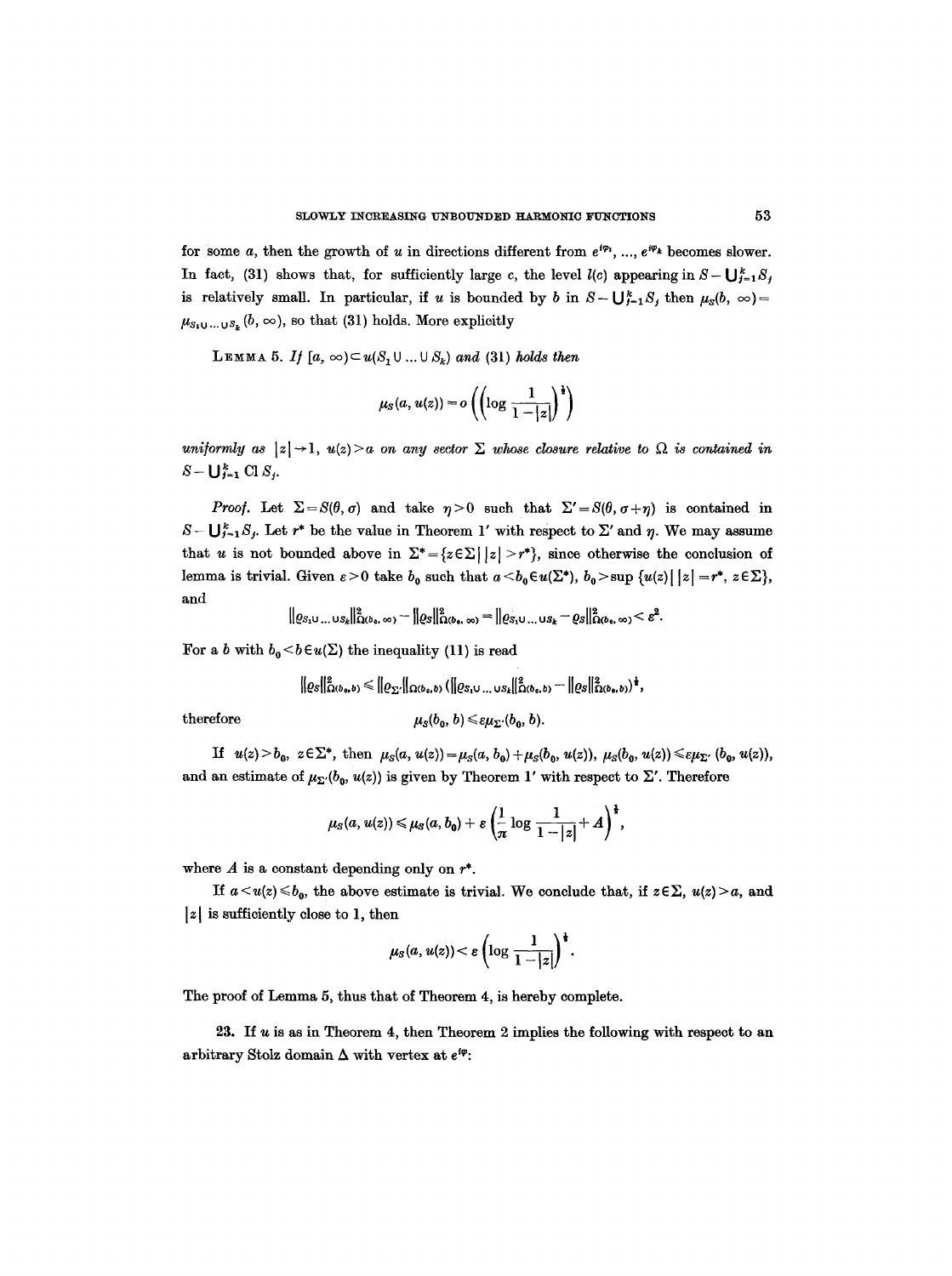for some $a$, then the growth of $u$ in directions different from $e^{i\varphi_1}, \ldots, e^{i\varphi_k}$ becomes slower. In fact, (31) shows that, for sufficiently large $c$, the level $l(c)$ appearing in $S - \bigcup_{j=1}^{k} S_j$ is relatively small. In particular, if $u$ is bounded by $b$ in $S - \bigcup_{j=1}^{k} S_j$ then $\mu_S(b, \infty) = \mu_{S_1 \cup \ldots \cup S_k}(b, \infty)$, so that (31) holds. More explicitly

LEMMA 5. *If $[a, \infty) \subset u(S_1 \cup \ldots \cup S_k)$ and (31) holds then*

$$\mu_S(a, u(z)) = o\left(\left(\log \frac{1}{1-|z|}\right)^{\frac{1}{2}}\right)$$

*uniformly as $|z| \to 1$, $u(z) > a$ on any sector $\Sigma$ whose closure relative to $\Omega$ is contained in $S - \bigcup_{j=1}^{k} \operatorname{Cl} S_j$.*

*Proof.* Let $\Sigma = S(\theta, \sigma)$ and take $\eta > 0$ such that $\Sigma' = S(\theta, \sigma + \eta)$ is contained in $S - \bigcup_{j=1}^{k} S_j$. Let $r^*$ be the value in Theorem 1′ with respect to $\Sigma'$ and $\eta$. We may assume that $u$ is not bounded above in $\Sigma^* = \{z \in \Sigma \mid |z| > r^*\}$, since otherwise the conclusion of lemma is trivial. Given $\varepsilon > 0$ take $b_0$ such that $a < b_0 \in u(\Sigma^*)$, $b_0 > \sup\{u(z) \mid |z| = r^*, z \in \Sigma\}$, and

$$\|\varrho_{S_1 \cup \ldots \cup S_k}\|^2_{\Omega(b_0, \infty)} - \|\varrho_S\|^2_{\Omega(b_0, \infty)} = \|\varrho_{S_1 \cup \ldots \cup S_k} - \varrho_S\|^2_{\Omega(b_0, \infty)} < \varepsilon^2.$$

For a $b$ with $b_0 < b \in u(\Sigma)$ the inequality (11) is read

$$\|\varrho_S\|^2_{\Omega(b_0, b)} \leqslant \|\varrho_{\Sigma'}\|_{\Omega(b_0, b)} \left(\|\varrho_{S_1 \cup \ldots \cup S_k}\|^2_{\Omega(b_0, b)} - \|\varrho_S\|^2_{\Omega(b_0, b)}\right)^{\frac{1}{2}},$$

therefore

$$\mu_S(b_0, b) \leqslant \varepsilon \mu_{\Sigma'}(b_0, b).$$

If $u(z) > b_0$, $z \in \Sigma^*$, then $\mu_S(a, u(z)) = \mu_S(a, b_0) + \mu_S(b_0, u(z))$, $\mu_S(b_0, u(z)) \leqslant \varepsilon \mu_{\Sigma'}(b_0, u(z))$, and an estimate of $\mu_{\Sigma'}(b_0, u(z))$ is given by Theorem 1′ with respect to $\Sigma'$. Therefore

$$\mu_S(a, u(z)) \leqslant \mu_S(a, b_0) + \varepsilon \left(\frac{1}{\pi} \log \frac{1}{1-|z|} + A\right)^{\frac{1}{2}},$$

where $A$ is a constant depending only on $r^*$.

If $a < u(z) \leqslant b_0$, the above estimate is trivial. We conclude that, if $z \in \Sigma$, $u(z) > a$, and $|z|$ is sufficiently close to 1, then

$$\mu_S(a, u(z)) < \varepsilon \left(\log \frac{1}{1-|z|}\right)^{\frac{1}{2}}.$$

The proof of Lemma 5, thus that of Theorem 4, is hereby complete.

**23.** If $u$ is as in Theorem 4, then Theorem 2 implies the following with respect to an arbitrary Stolz domain $\Delta$ with vertex at $e^{i\varphi}$: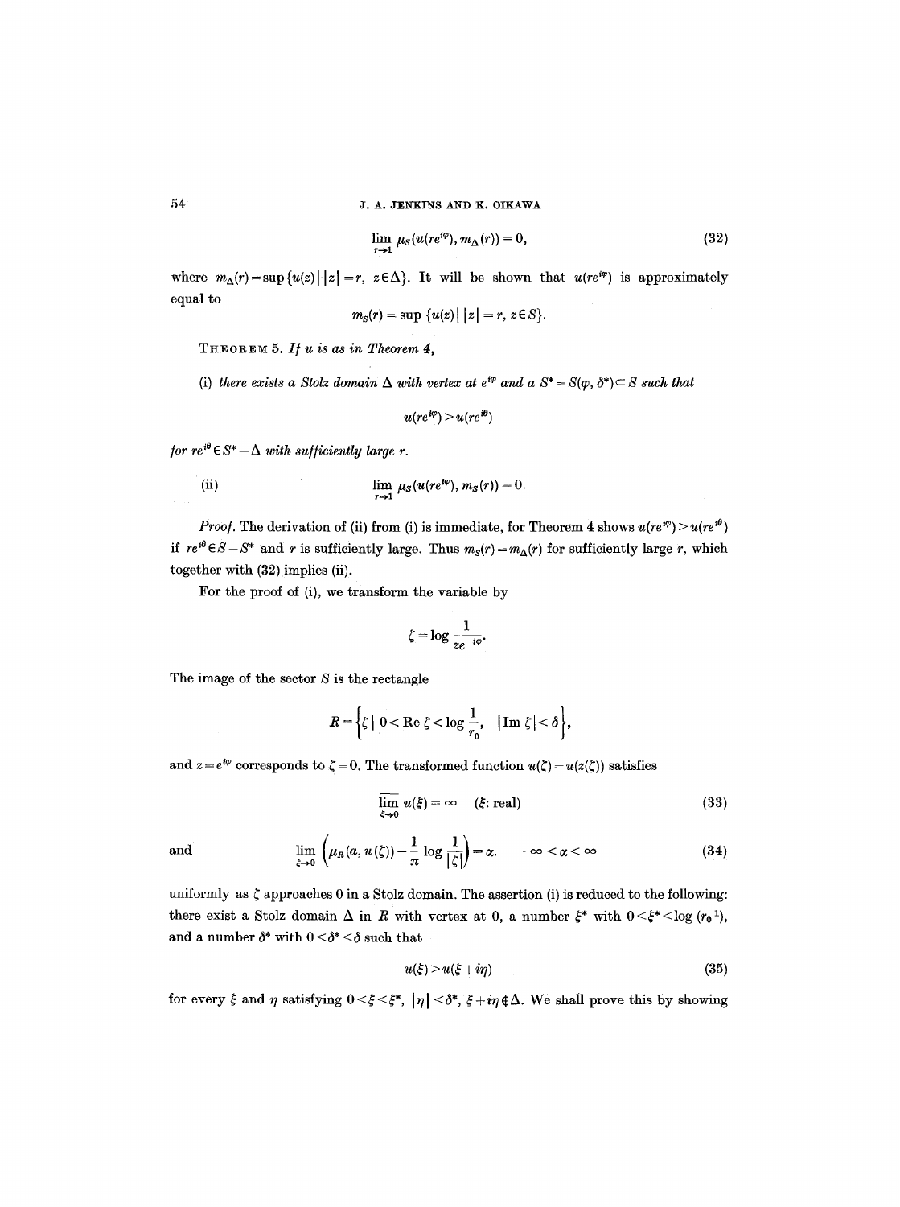$$\lim_{r\to 1} \mu_S(u(re^{i\varphi}), m_\Delta(r)) = 0, \tag{32}$$

where $m_\Delta(r) = \sup\{u(z) \mid |z| = r,\ z \in \Delta\}$. It will be shown that $u(re^{i\varphi})$ is approximately equal to

$$m_S(r) = \sup\{u(z) \mid |z| = r, z \in S\}.$$

THEOREM 5. *If $u$ is as in Theorem 4,*

(i) *there exists a Stolz domain $\Delta$ with vertex at $e^{i\varphi}$ and a $S^* = S(\varphi, \delta^*) \subset S$ such that*

$$u(re^{i\varphi}) > u(re^{i\theta})$$

*for $re^{i\theta} \in S^* - \Delta$ with sufficiently large $r$.*

(ii)
$$\lim_{r\to 1} \mu_S(u(re^{i\varphi}), m_S(r)) = 0.$$

*Proof.* The derivation of (ii) from (i) is immediate, for Theorem 4 shows $u(re^{i\varphi}) > u(re^{i\theta})$ if $re^{i\theta} \in S - S^*$ and $r$ is sufficiently large. Thus $m_S(r) = m_\Delta(r)$ for sufficiently large $r$, which together with (32) implies (ii).

For the proof of (i), we transform the variable by

$$\zeta = \log \frac{1}{ze^{-i\varphi}}.$$

The image of the sector $S$ is the rectangle

$$R = \left\{\zeta \mid 0 < \operatorname{Re} \zeta < \log \frac{1}{r_0},\quad |\operatorname{Im} \zeta| < \delta\right\},$$

and $z = e^{i\varphi}$ corresponds to $\zeta = 0$. The transformed function $u(\zeta) = u(z(\zeta))$ satisfies

$$\overline{\lim_{\xi\to 0}}\, u(\xi) = \infty \quad (\xi\text{: real}) \tag{33}$$

and

$$\lim_{\xi\to 0} \left(\mu_R(a, u(\zeta)) - \frac{1}{\pi}\log\frac{1}{|\zeta|}\right) = \alpha. \quad -\infty < \alpha < \infty \tag{34}$$

uniformly as $\zeta$ approaches 0 in a Stolz domain. The assertion (i) is reduced to the following: there exist a Stolz domain $\Delta$ in $R$ with vertex at 0, a number $\xi^*$ with $0 < \xi^* < \log(r_0^{-1})$, and a number $\delta^*$ with $0 < \delta^* < \delta$ such that

$$u(\xi) > u(\xi + i\eta) \tag{35}$$

for every $\xi$ and $\eta$ satisfying $0 < \xi < \xi^*$, $|\eta| < \delta^*$, $\xi + i\eta \notin \Delta$. We shall prove this by showing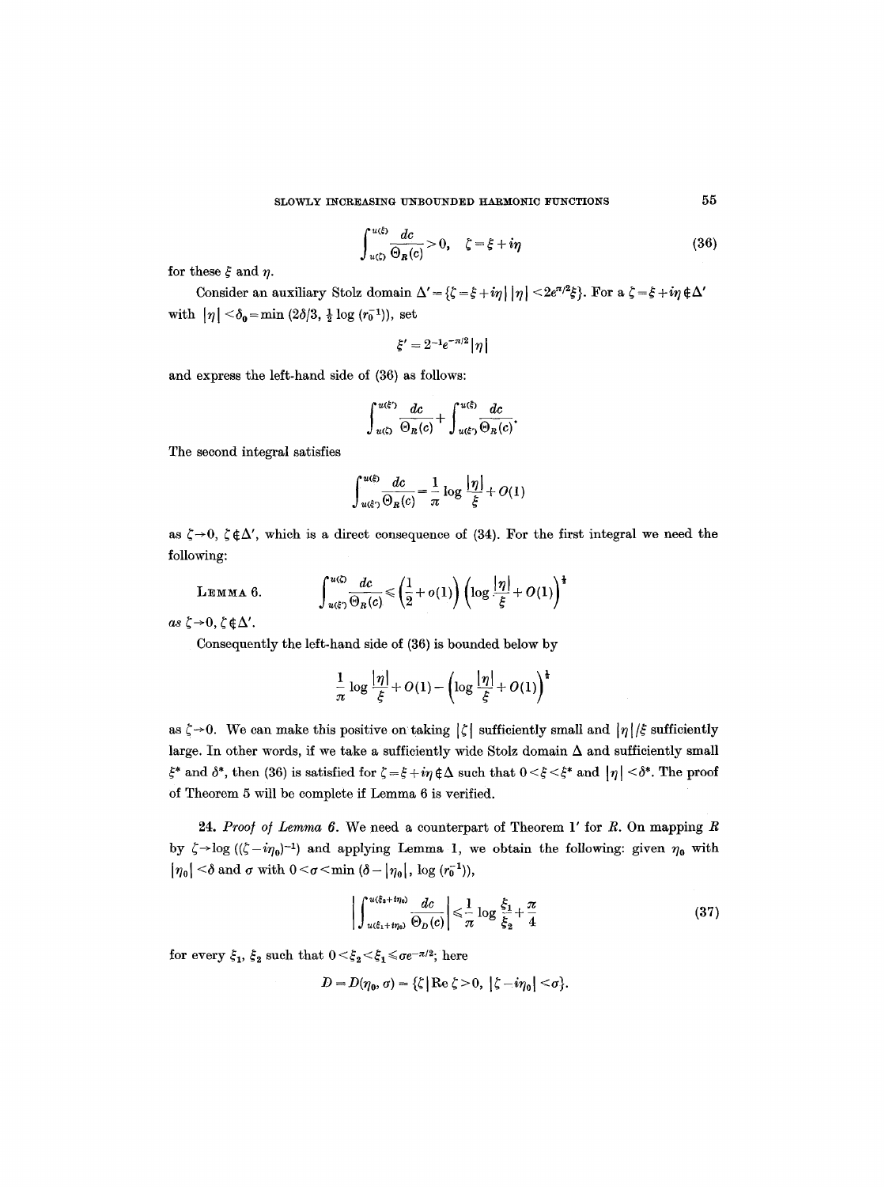$$\int_{u(\zeta)}^{u(\xi)} \frac{dc}{\Theta_R(c)} > 0, \quad \zeta = \xi + i\eta \tag{36}$$

for these $\xi$ and $\eta$.

Consider an auxiliary Stolz domain $\Delta' = \{\zeta = \xi + i\eta \mid |\eta| < 2e^{\pi/2}\xi\}$. For a $\zeta = \xi + i\eta \notin \Delta'$ with $|\eta| < \delta_0 = \min(2\delta/3, \frac{1}{2}\log(r_0^{-1}))$, set

$$\xi' = 2^{-1}e^{-\pi/2}|\eta|$$

and express the left-hand side of (36) as follows:

$$\int_{u(\zeta)}^{u(\xi')} \frac{dc}{\Theta_R(c)} + \int_{u(\xi')}^{u(\xi)} \frac{dc}{\Theta_R(c)}.$$

The second integral satisfies

$$\int_{u(\xi')}^{u(\xi)} \frac{dc}{\Theta_R(c)} = \frac{1}{\pi}\log\frac{|\eta|}{\xi} + O(1)$$

as $\zeta \to 0$, $\zeta \notin \Delta'$, which is a direct consequence of (34). For the first integral we need the following:

**Lemma 6.** $$\int_{u(\xi')}^{u(\zeta)} \frac{dc}{\Theta_R(c)} \leqslant \left(\frac{1}{2} + o(1)\right)\left(\log\frac{|\eta|}{\xi} + O(1)\right)^{\frac{1}{2}}$$

*as* $\zeta \to 0, \zeta \notin \Delta'$.

Consequently the left-hand side of (36) is bounded below by

$$\frac{1}{\pi}\log\frac{|\eta|}{\xi} + O(1) - \left(\log\frac{|\eta|}{\xi} + O(1)\right)^{\frac{1}{2}}$$

as $\zeta \to 0$. We can make this positive on taking $|\zeta|$ sufficiently small and $|\eta|/\xi$ sufficiently large. In other words, if we take a sufficiently wide Stolz domain $\Delta$ and sufficiently small $\xi^*$ and $\delta^*$, then (36) is satisfied for $\zeta = \xi + i\eta \notin \Delta$ such that $0 < \xi < \xi^*$ and $|\eta| < \delta^*$. The proof of Theorem 5 will be complete if Lemma 6 is verified.

**24.** *Proof of Lemma 6.* We need a counterpart of Theorem 1′ for $R$. On mapping $R$ by $\zeta \to \log((\zeta - i\eta_0)^{-1})$ and applying Lemma 1, we obtain the following: given $\eta_0$ with $|\eta_0| < \delta$ and $\sigma$ with $0 < \sigma < \min(\delta - |\eta_0|, \log(r_0^{-1}))$,

$$\left|\int_{u(\xi_1 + i\eta_0)}^{u(\xi_2 + i\eta_0)} \frac{dc}{\Theta_D(c)}\right| \leqslant \frac{1}{\pi}\log\frac{\xi_1}{\xi_2} + \frac{\pi}{4} \tag{37}$$

for every $\xi_1$, $\xi_2$ such that $0 < \xi_2 < \xi_1 \leqslant \sigma e^{-\pi/2}$; here

$$D = D(\eta_0, \sigma) = \{\zeta \mid \operatorname{Re}\zeta > 0, \ |\zeta - i\eta_0| < \sigma\}.$$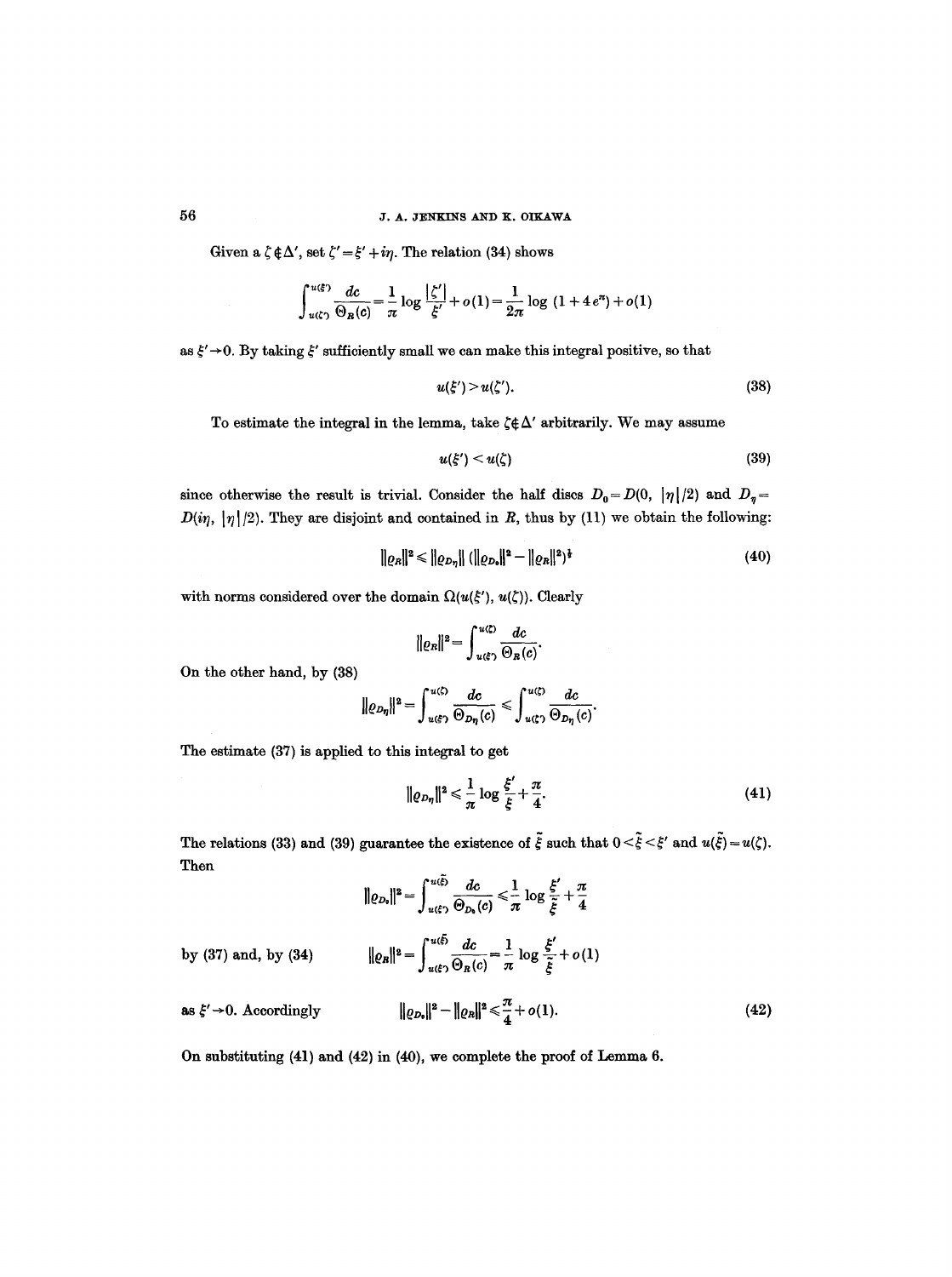Given a $\zeta \notin \Delta'$, set $\zeta' = \xi' + i\eta$. The relation (34) shows

$$\int_{u(\zeta')}^{u(\xi')} \frac{dc}{\Theta_R(c)} = \frac{1}{\pi} \log \frac{|\zeta'|}{\xi'} + o(1) = \frac{1}{2\pi} \log (1 + 4e^{\pi}) + o(1)$$

as $\xi' \to 0$. By taking $\xi'$ sufficiently small we can make this integral positive, so that

$$u(\xi') > u(\zeta'). \tag{38}$$

To estimate the integral in the lemma, take $\zeta \notin \Delta'$ arbitrarily. We may assume

$$u(\xi') < u(\zeta) \tag{39}$$

since otherwise the result is trivial. Consider the half discs $D_0 = D(0, |\eta|/2)$ and $D_\eta = D(i\eta, |\eta|/2)$. They are disjoint and contained in $R$, thus by (11) we obtain the following:

$$\|\varrho_R\|^2 \leq \|\varrho_{D_\eta}\| \left( \|\varrho_{D_0}\|^2 - \|\varrho_R\|^2 \right)^{\frac{1}{2}} \tag{40}$$

with norms considered over the domain $\Omega(u(\xi'), u(\zeta))$. Clearly

$$\|\varrho_R\|^2 = \int_{u(\xi')}^{u(\zeta)} \frac{dc}{\Theta_R(c)}.$$

On the other hand, by (38)

$$\|\varrho_{D_\eta}\|^2 = \int_{u(\xi')}^{u(\zeta)} \frac{dc}{\Theta_{D_\eta}(c)} \leq \int_{u(\zeta')}^{u(\zeta)} \frac{dc}{\Theta_{D_\eta}(c)}.$$

The estimate (37) is applied to this integral to get

$$\|\varrho_{D_\eta}\|^2 \leq \frac{1}{\pi} \log \frac{\xi'}{\xi} + \frac{\pi}{4}. \tag{41}$$

The relations (33) and (39) guarantee the existence of $\tilde{\xi}$ such that $0 < \tilde{\xi} < \xi'$ and $u(\tilde{\xi}) = u(\zeta)$. Then

$$\|\varrho_{D_0}\|^2 = \int_{u(\xi')}^{u(\tilde{\xi})} \frac{dc}{\Theta_{D_0}(c)} \leq \frac{1}{\pi} \log \frac{\xi'}{\tilde{\xi}} + \frac{\pi}{4}$$

by (37) and, by (34)

$$\|\varrho_R\|^2 = \int_{u(\xi')}^{u(\tilde{\xi})} \frac{dc}{\Theta_R(c)} = \frac{1}{\pi} \log \frac{\xi'}{\tilde{\xi}} + o(1)$$

as $\xi' \to 0$. Accordingly

$$\|\varrho_{D_0}\|^2 - \|\varrho_R\|^2 \leq \frac{\pi}{4} + o(1). \tag{42}$$

On substituting (41) and (42) in (40), we complete the proof of Lemma 6.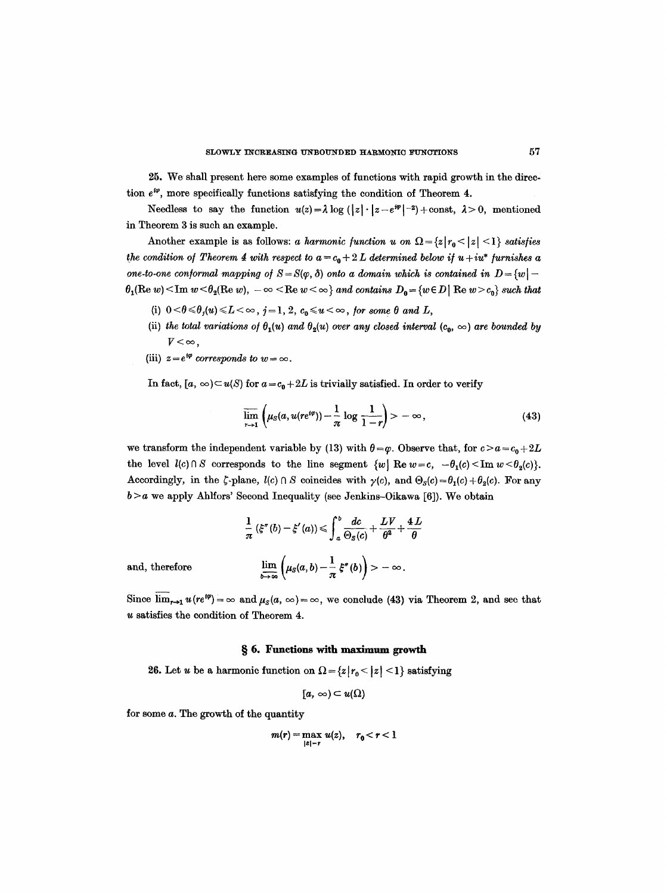25. We shall present here some examples of functions with rapid growth in the direction $e^{i\varphi}$, more specifically functions satisfying the condition of Theorem 4.

Needless to say the function $u(z)=\lambda \log(|z|\cdot|z-e^{i\varphi}|^{-2})+\text{const}$, $\lambda>0$, mentioned in Theorem 3 is such an example.

Another example is as follows: *a harmonic function $u$ on $\Omega=\{z\,|\,r_0<|z|<1\}$ satisfies the condition of Theorem 4 with respect to $a=c_0+2L$ determined below if $u+iu^*$ furnishes a one-to-one conformal mapping of $S=S(\varphi,\delta)$ onto a domain which is contained in $D=\{w\,|\,-\theta_1(\operatorname{Re} w)<\operatorname{Im} w<\theta_2(\operatorname{Re} w),\ -\infty<\operatorname{Re} w<\infty\}$ and contains $D_0=\{w\in D\,|\,\operatorname{Re} w>c_0\}$ such that*

(i) *$0<\theta\leqslant\theta_j(u)\leqslant L<\infty$, $j=1,2$, $c_0\leqslant u<\infty$, for some $\theta$ and $L$,*

(ii) *the total variations of $\theta_1(u)$ and $\theta_2(u)$ over any closed interval $(c_0,\infty)$ are bounded by $V<\infty$,*

(iii) *$z=e^{i\varphi}$ corresponds to $w=\infty$.*

In fact, $[a,\infty)\subset u(S)$ for $a=c_0+2L$ is trivially satisfied. In order to verify

$$\varlimsup_{r\to1}\left(\mu_S(a,u(re^{i\varphi}))-\frac{1}{\pi}\log\frac{1}{1-r}\right)>-\infty, \tag{43}$$

we transform the independent variable by (13) with $\theta=\varphi$. Observe that, for $c>a=c_0+2L$ the level $l(c)\cap S$ corresponds to the line segment $\{w\,|\,\operatorname{Re} w=c,\ -\theta_1(c)<\operatorname{Im} w<\theta_2(c)\}$. Accordingly, in the $\zeta$-plane, $l(c)\cap S$ coincides with $\gamma(c)$, and $\Theta_S(c)=\theta_1(c)+\theta_2(c)$. For any $b>a$ we apply Ahlfors' Second Inequality (see Jenkins–Oikawa [6]). We obtain

$$\frac{1}{\pi}(\xi''(b)-\xi'(a))\leqslant\int_a^b\frac{dc}{\Theta_S(c)}+\frac{LV}{\theta^2}+\frac{4L}{\theta}$$

and, therefore

$$\varlimsup_{b\to\infty}\left(\mu_S(a,b)-\frac{1}{\pi}\xi''(b)\right)>-\infty.$$

Since $\varlimsup_{r\to1}u(re^{i\varphi})=\infty$ and $\mu_S(a,\infty)=\infty$, we conclude (43) via Theorem 2, and see that $u$ satisfies the condition of Theorem 4.

## § 6. Functions with maximum growth

26. Let $u$ be a harmonic function on $\Omega=\{z\,|\,r_0<|z|<1\}$ satisfying

$$[a,\infty)\subset u(\Omega)$$

for some $a$. The growth of the quantity

$$m(r)=\max_{|z|=r}u(z),\quad r_0<r<1$$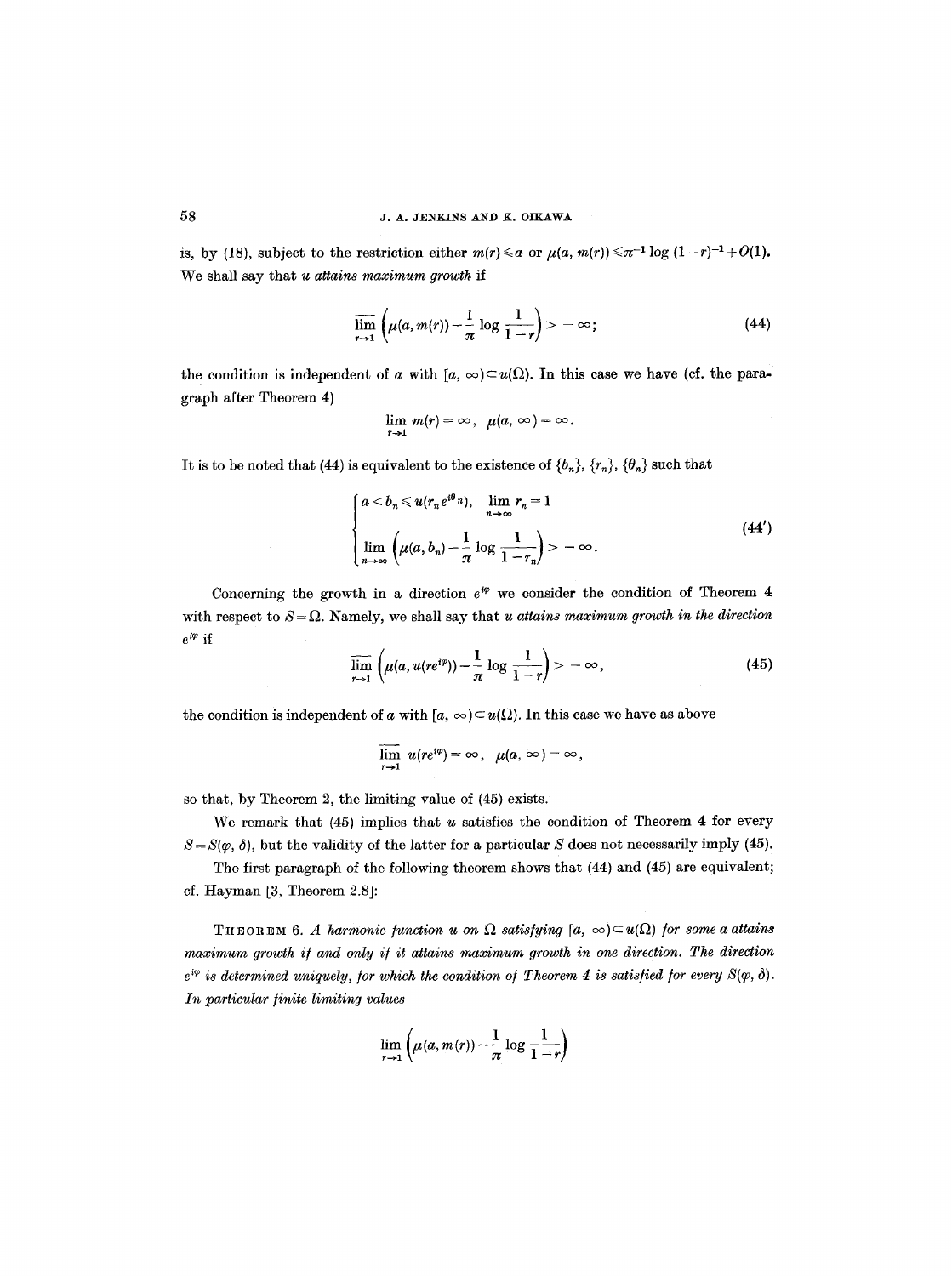is, by (18), subject to the restriction either $m(r) \leqslant a$ or $\mu(a, m(r)) \leqslant \pi^{-1} \log (1-r)^{-1} + O(1)$. We shall say that *u attains maximum growth* if

$$\varlimsup_{r \to 1} \left( \mu(a, m(r)) - \frac{1}{\pi} \log \frac{1}{1-r} \right) > -\infty; \tag{44}$$

the condition is independent of $a$ with $[a, \infty) \subset u(\Omega)$. In this case we have (cf. the paragraph after Theorem 4)

$$\lim_{r \to 1} m(r) = \infty, \quad \mu(a, \infty) = \infty.$$

It is to be noted that (44) is equivalent to the existence of $\{b_n\}$, $\{r_n\}$, $\{\theta_n\}$ such that

$$\begin{cases} a < b_n \leqslant u(r_n e^{i\theta_n}), \quad \lim_{n \to \infty} r_n = 1 \\ \lim_{n \to \infty} \left( \mu(a, b_n) - \frac{1}{\pi} \log \frac{1}{1-r_n} \right) > -\infty. \end{cases} \tag{44'}$$

Concerning the growth in a direction $e^{i\varphi}$ we consider the condition of Theorem 4 with respect to $S = \Omega$. Namely, we shall say that *u attains maximum growth in the direction* $e^{i\varphi}$ if

$$\varlimsup_{r \to 1} \left( \mu(a, u(re^{i\varphi})) - \frac{1}{\pi} \log \frac{1}{1-r} \right) > -\infty, \tag{45}$$

the condition is independent of $a$ with $[a, \infty) \subset u(\Omega)$. In this case we have as above

$$\varlimsup_{r \to 1} u(re^{i\varphi}) = \infty, \quad \mu(a, \infty) = \infty,$$

so that, by Theorem 2, the limiting value of (45) exists.

We remark that (45) implies that $u$ satisfies the condition of Theorem 4 for every $S = S(\varphi, \delta)$, but the validity of the latter for a particular $S$ does not necessarily imply (45).

The first paragraph of the following theorem shows that (44) and (45) are equivalent; cf. Hayman [3, Theorem 2.8]:

THEOREM 6. *A harmonic function u on $\Omega$ satisfying $[a, \infty) \subset u(\Omega)$ for some a attains maximum growth if and only if it attains maximum growth in one direction. The direction $e^{i\varphi}$ is determined uniquely, for which the condition of Theorem 4 is satisfied for every $S(\varphi, \delta)$. In particular finite limiting values*

$$\lim_{r \to 1} \left( \mu(a, m(r)) - \frac{1}{\pi} \log \frac{1}{1-r} \right)$$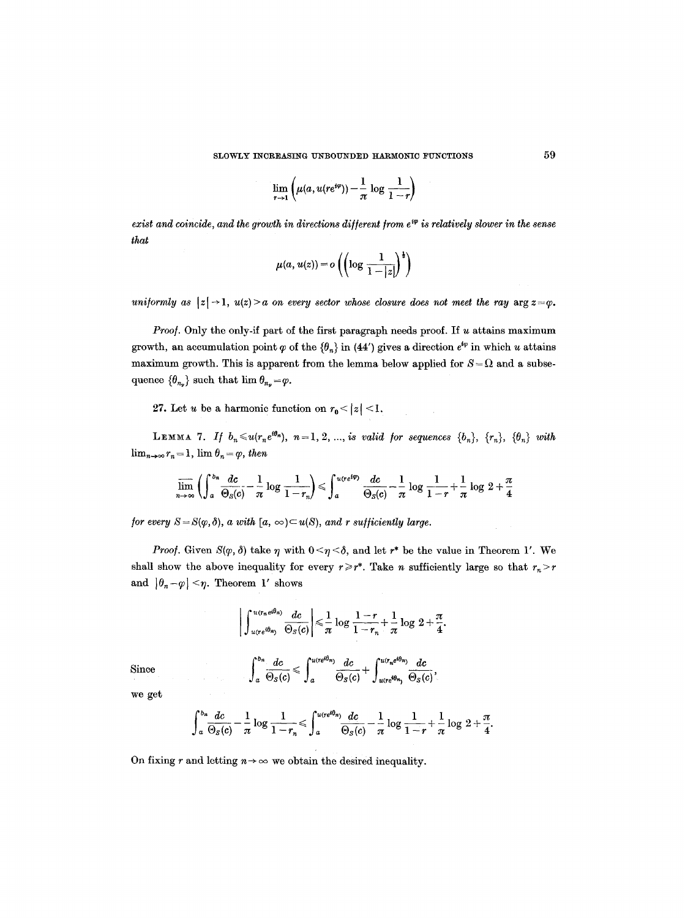$$\lim_{r\to 1}\left(\mu(a, u(re^{i\varphi})) - \frac{1}{\pi}\log\frac{1}{1-r}\right)$$

*exist and coincide, and the growth in directions different from $e^{i\varphi}$ is relatively slower in the sense that*

$$\mu(a, u(z)) = o\left(\left(\log\frac{1}{1-|z|}\right)^{\frac{1}{2}}\right)$$

*uniformly as $|z|\to 1$, $u(z) > a$ on every sector whose closure does not meet the ray $\arg z = \varphi$.*

*Proof.* Only the only-if part of the first paragraph needs proof. If $u$ attains maximum growth, an accumulation point $\varphi$ of the $\{\theta_n\}$ in (44′) gives a direction $e^{i\varphi}$ in which $u$ attains maximum growth. This is apparent from the lemma below applied for $S = \Omega$ and a subsequence $\{\theta_{n_\nu}\}$ such that $\lim \theta_{n_\nu} = \varphi$.

**27.** Let $u$ be a harmonic function on $r_0 < |z| < 1$.

LEMMA 7. *If $b_n \leqslant u(r_n e^{i\theta_n})$, $n = 1, 2, \ldots$, is valid for sequences $\{b_n\}$, $\{r_n\}$, $\{\theta_n\}$ with $\lim_{n\to\infty} r_n = 1$, $\lim \theta_n = \varphi$, then*

$$\overline{\lim_{n\to\infty}}\left(\int_a^{b_n}\frac{dc}{\Theta_S(c)} - \frac{1}{\pi}\log\frac{1}{1-r_n}\right) \leqslant \int_a^{u(re^{i\varphi})}\frac{dc}{\Theta_S(c)} - \frac{1}{\pi}\log\frac{1}{1-r} + \frac{1}{\pi}\log 2 + \frac{\pi}{4}$$

*for every $S = S(\varphi, \delta)$, $a$ with $[a, \infty) \subset u(S)$, and $r$ sufficiently large.*

*Proof.* Given $S(\varphi, \delta)$ take $\eta$ with $0 < \eta < \delta$, and let $r^*$ be the value in Theorem 1′. We shall show the above inequality for every $r \geqslant r^*$. Take $n$ sufficiently large so that $r_n > r$ and $|\theta_n - \varphi| < \eta$. Theorem 1′ shows

$$\left|\int_{u(re^{i\theta_n})}^{u(r_n e^{i\theta_n})}\frac{dc}{\Theta_S(c)}\right| \leqslant \frac{1}{\pi}\log\frac{1-r}{1-r_n} + \frac{1}{\pi}\log 2 + \frac{\pi}{4}.$$

Since

$$\int_a^{b_n}\frac{dc}{\Theta_S(c)} \leqslant \int_a^{u(re^{i\theta_n})}\frac{dc}{\Theta_S(c)} + \int_{u(re^{i\theta_n})}^{u(r_n e^{i\theta_n})}\frac{dc}{\Theta_S(c)},$$

we get

$$\int_a^{b_n}\frac{dc}{\Theta_S(c)} - \frac{1}{\pi}\log\frac{1}{1-r_n} \leqslant \int_a^{u(re^{i\theta_n})}\frac{dc}{\Theta_S(c)} - \frac{1}{\pi}\log\frac{1}{1-r} + \frac{1}{\pi}\log 2 + \frac{\pi}{4}.$$

On fixing $r$ and letting $n\to\infty$ we obtain the desired inequality.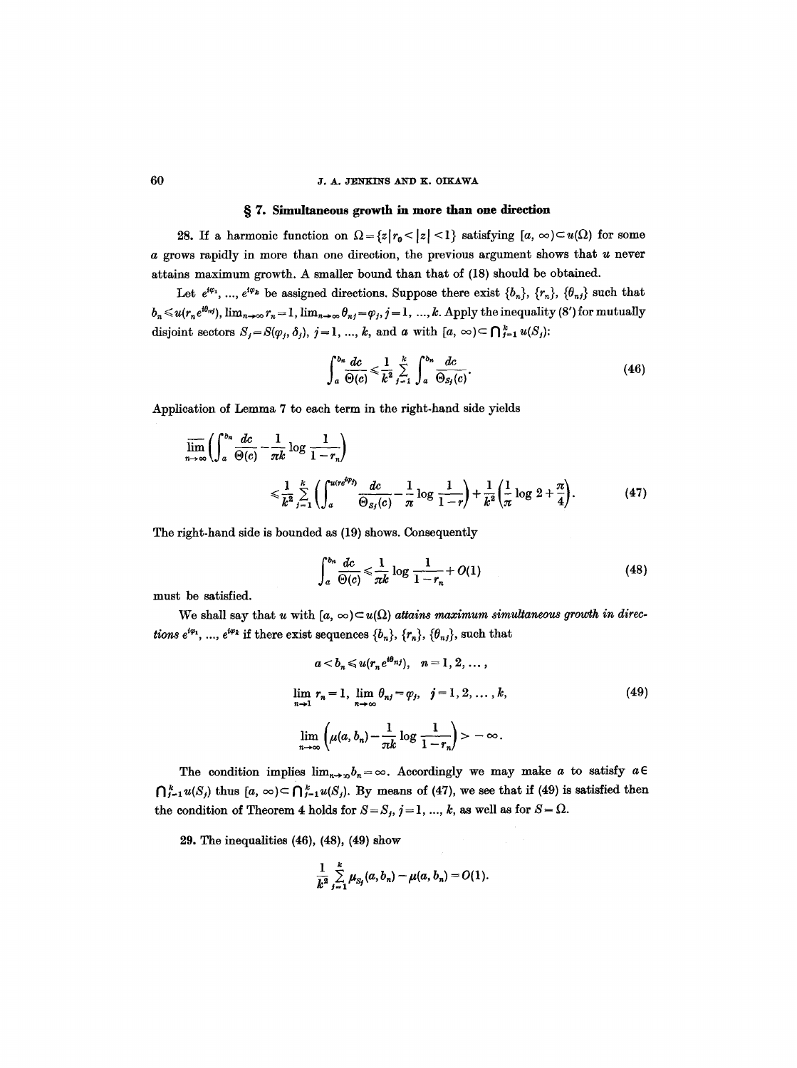## § 7. Simultaneous growth in more than one direction

28. If a harmonic function on $\Omega = \{z \mid r_0 < |z| < 1\}$ satisfying $[a, \infty) \subset u(\Omega)$ for some $a$ grows rapidly in more than one direction, the previous argument shows that $u$ never attains maximum growth. A smaller bound than that of (18) should be obtained.

Let $e^{i\varphi_1}, \ldots, e^{i\varphi_k}$ be assigned directions. Suppose there exist $\{b_n\}$, $\{r_n\}$, $\{\theta_{nj}\}$ such that $b_n \leqslant u(r_n e^{i\theta_{nj}})$, $\lim_{n\to\infty} r_n = 1$, $\lim_{n\to\infty} \theta_{nj} = \varphi_j$, $j = 1, \ldots, k$. Apply the inequality (8′) for mutually disjoint sectors $S_j = S(\varphi_j, \delta_j)$, $j = 1, \ldots, k$, and $a$ with $[a, \infty) \subset \bigcap_{j=1}^k u(S_j)$:

$$\int_a^{b_n} \frac{dc}{\Theta(c)} \leqslant \frac{1}{k^2} \sum_{j=1}^k \int_a^{b_n} \frac{dc}{\Theta_{S_j}(c)}. \tag{46}$$

Application of Lemma 7 to each term in the right-hand side yields

$$\varlimsup_{n\to\infty} \left( \int_a^{b_n} \frac{dc}{\Theta(c)} - \frac{1}{\pi k} \log \frac{1}{1 - r_n} \right) \leqslant \frac{1}{k^2} \sum_{j=1}^k \left( \int_a^{u(re^{i\varphi_j})} \frac{dc}{\Theta_{S_j}(c)} - \frac{1}{\pi} \log \frac{1}{1-r} \right) + \frac{1}{k^2} \left( \frac{1}{\pi} \log 2 + \frac{\pi}{4} \right). \tag{47}$$

The right-hand side is bounded as (19) shows. Consequently

$$\int_a^{b_n} \frac{dc}{\Theta(c)} \leqslant \frac{1}{\pi k} \log \frac{1}{1 - r_n} + O(1) \tag{48}$$

must be satisfied.

We shall say that $u$ with $[a, \infty) \subset u(\Omega)$ *attains maximum simultaneous growth in directions* $e^{i\varphi_1}, \ldots, e^{i\varphi_k}$ if there exist sequences $\{b_n\}$, $\{r_n\}$, $\{\theta_{nj}\}$, such that

$$\begin{gathered} a < b_n \leqslant u(r_n e^{i\theta_{nj}}), \quad n = 1, 2, \ldots, \\ \lim_{n\to 1} r_n = 1, \ \lim_{n\to\infty} \theta_{nj} = \varphi_j, \quad j = 1, 2, \ldots, k, \\ \lim_{n\to\infty} \left( \mu(a, b_n) - \frac{1}{\pi k} \log \frac{1}{1 - r_n} \right) > -\infty. \end{gathered} \tag{49}$$

The condition implies $\lim_{n\to\infty} b_n = \infty$. Accordingly we may make $a$ to satisfy $a \in \bigcap_{j=1}^k u(S_j)$ thus $[a, \infty) \subset \bigcap_{j=1}^k u(S_j)$. By means of (47), we see that if (49) is satisfied then the condition of Theorem 4 holds for $S = S_j$, $j = 1, \ldots, k$, as well as for $S = \Omega$.

29. The inequalities (46), (48), (49) show

$$\frac{1}{k^2} \sum_{j=1}^k \mu_{S_j}(a, b_n) - \mu(a, b_n) = O(1).$$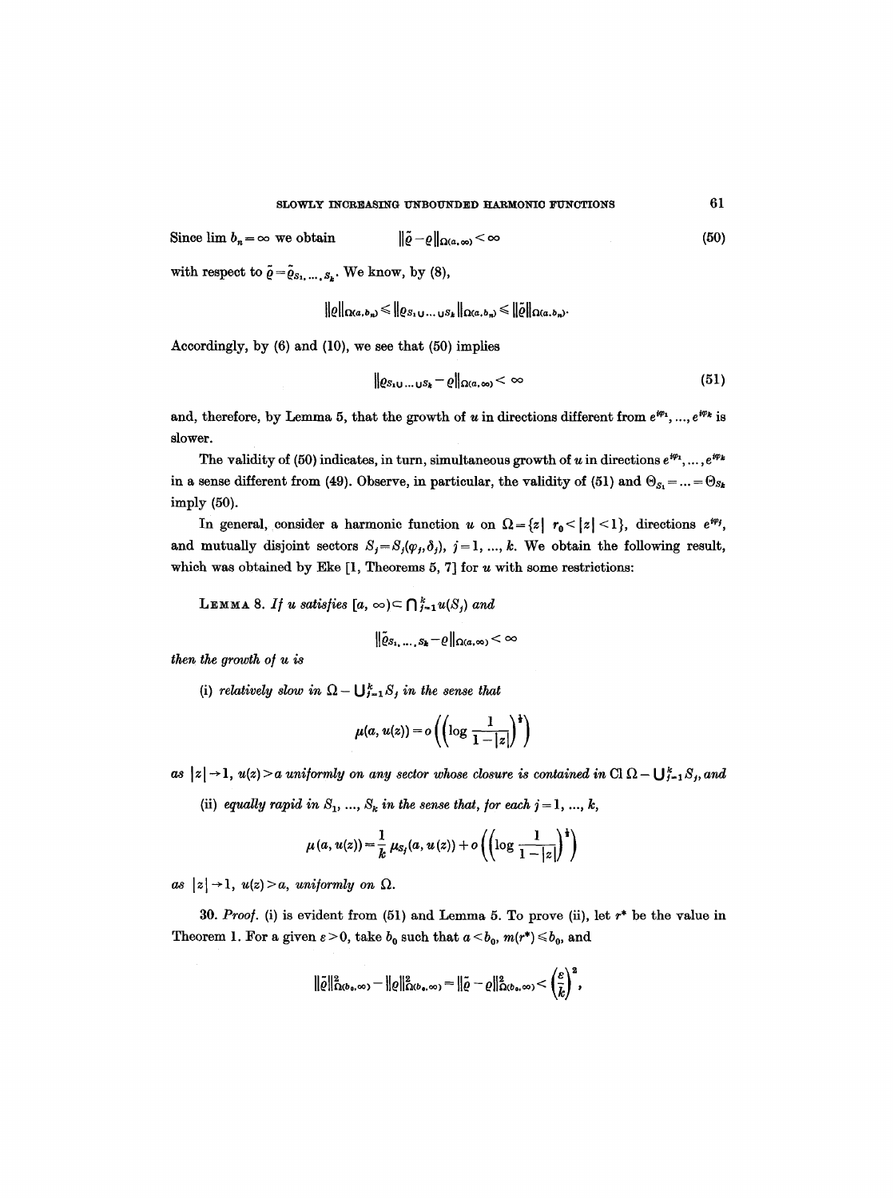Since $\lim b_n = \infty$ we obtain

$$\|\tilde{\varrho} - \varrho\|_{\Omega(a,\infty)} < \infty \tag{50}$$

with respect to $\tilde{\varrho} = \tilde{\varrho}_{S_1, \ldots, S_k}$. We know, by (8),

$$\|\varrho\|_{\Omega(a,b_n)} \leqslant \|\varrho_{S_1 \cup \ldots \cup S_k}\|_{\Omega(a,b_n)} \leqslant \|\tilde{\varrho}\|_{\Omega(a,b_n)}.$$

Accordingly, by (6) and (10), we see that (50) implies

$$\|\varrho_{S_1 \cup \ldots \cup S_k} - \varrho\|_{\Omega(a,\infty)} < \infty \tag{51}$$

and, therefore, by Lemma 5, that the growth of $u$ in directions different from $e^{i\varphi_1}, \ldots, e^{i\varphi_k}$ is slower.

The validity of (50) indicates, in turn, simultaneous growth of $u$ in directions $e^{i\varphi_1}, \ldots, e^{i\varphi_k}$ in a sense different from (49). Observe, in particular, the validity of (51) and $\Theta_{S_1} = \ldots = \Theta_{S_k}$ imply (50).

In general, consider a harmonic function $u$ on $\Omega = \{z \mid r_0 < |z| < 1\}$, directions $e^{i\varphi_j}$, and mutually disjoint sectors $S_j = S_j(\varphi_j, \delta_j)$, $j = 1, \ldots, k$. We obtain the following result, which was obtained by Eke [1, Theorems 5, 7] for $u$ with some restrictions:

Lemma 8. *If $u$ satisfies $[a, \infty) \subset \bigcap_{j=1}^{k} u(S_j)$ and*

$$\|\tilde{\varrho}_{S_1, \ldots, S_k} - \varrho\|_{\Omega(a,\infty)} < \infty$$

*then the growth of $u$ is*

(i) *relatively slow in $\Omega - \bigcup_{j=1}^{k} S_j$ in the sense that*

$$\mu(a, u(z)) = o\left(\left(\log \frac{1}{1-|z|}\right)^{\frac{1}{2}}\right)$$

*as $|z| \to 1$, $u(z) > a$ uniformly on any sector whose closure is contained in $\operatorname{Cl} \Omega - \bigcup_{j=1}^{k} S_j$, and*

(ii) *equally rapid in $S_1, \ldots, S_k$ in the sense that, for each $j = 1, \ldots, k$,*

$$\mu(a, u(z)) = \frac{1}{k} \mu_{S_j}(a, u(z)) + o\left(\left(\log \frac{1}{1-|z|}\right)^{\frac{1}{2}}\right)$$

*as $|z| \to 1$, $u(z) > a$, uniformly on $\Omega$.*

30. *Proof.* (i) is evident from (51) and Lemma 5. To prove (ii), let $r^*$ be the value in Theorem 1. For a given $\varepsilon > 0$, take $b_0$ such that $a < b_0$, $m(r^*) \leqslant b_0$, and

$$\|\tilde{\varrho}\|^2_{\Omega(b_0,\infty)} - \|\varrho\|^2_{\Omega(b_0,\infty)} = \|\tilde{\varrho} - \varrho\|^2_{\Omega(b_0,\infty)} < \left(\frac{\varepsilon}{k}\right)^2,$$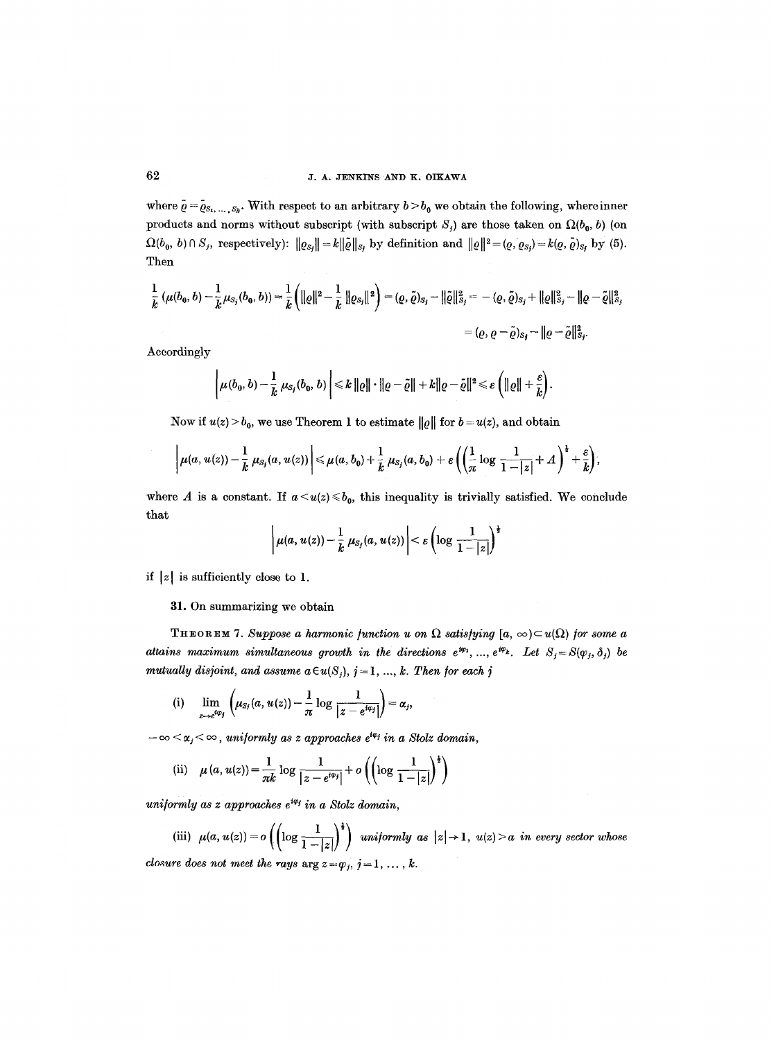where $\tilde{\varrho} = \tilde{\varrho}_{S_1, \ldots, S_k}$. With respect to an arbitrary $b > b_0$ we obtain the following, where inner products and norms without subscript (with subscript $S_j$) are those taken on $\Omega(b_0, b)$ (on $\Omega(b_0, b) \cap S_j$, respectively): $\|\varrho_{S_j}\| = k\|\tilde{\varrho}\|_{S_j}$ by definition and $\|\varrho\|^2 = (\varrho, \varrho_{S_j}) = k(\varrho, \tilde{\varrho})_{S_j}$ by (5). Then

$$\frac{1}{k}\left(\mu(b_0, b) - \frac{1}{k}\mu_{S_j}(b_0, b)\right) = \frac{1}{k}\left(\|\varrho\|^2 - \frac{1}{k}\|\varrho_{S_j}\|^2\right) = (\varrho, \tilde{\varrho})_{S_j} - \|\tilde{\varrho}\|^2_{S_j} = -(\varrho, \tilde{\varrho})_{S_j} + \|\varrho\|^2_{S_j} - \|\varrho - \tilde{\varrho}\|^2_{S_j}$$

$$= (\varrho, \varrho - \tilde{\varrho})_{S_j} - \|\varrho - \tilde{\varrho}\|^2_{S_j}.$$

Accordingly

$$\left|\mu(b_0, b) - \frac{1}{k}\mu_{S_j}(b_0, b)\right| \leq k\|\varrho\| \cdot \|\varrho - \tilde{\varrho}\| + k\|\varrho - \tilde{\varrho}\|^2 \leq \varepsilon\left(\|\varrho\| + \frac{\varepsilon}{k}\right).$$

Now if $u(z) > b_0$, we use Theorem 1 to estimate $\|\varrho\|$ for $b = u(z)$, and obtain

$$\left|\mu(a, u(z)) - \frac{1}{k}\mu_{S_j}(a, u(z))\right| \leq \mu(a, b_0) + \frac{1}{k}\mu_{S_j}(a, b_0) + \varepsilon\left(\left(\frac{1}{\pi}\log\frac{1}{1-|z|} + A\right)^{\frac{1}{2}} + \frac{\varepsilon}{k}\right),$$

where $A$ is a constant. If $a < u(z) \leq b_0$, this inequality is trivially satisfied. We conclude that

$$\left|\mu(a, u(z)) - \frac{1}{k}\mu_{S_j}(a, u(z))\right| < \varepsilon\left(\log\frac{1}{1-|z|}\right)^{\frac{1}{2}}$$

if $|z|$ is sufficiently close to 1.

**31.** On summarizing we obtain

THEOREM 7. *Suppose a harmonic function $u$ on $\Omega$ satisfying $[a, \infty) \subset u(\Omega)$ for some $a$ attains maximum simultaneous growth in the directions $e^{i\varphi_1}, \ldots, e^{i\varphi_k}$. Let $S_j = S(\varphi_j, \delta_j)$ be mutually disjoint, and assume $a \in u(S_j)$, $j = 1, \ldots, k$. Then for each $j$*

$$\text{(i)} \quad \lim_{z \to e^{i\varphi_j}}\left(\mu_{S_j}(a, u(z)) - \frac{1}{\pi}\log\frac{1}{|z - e^{i\varphi_j}|}\right) = \alpha_j,$$

*$-\infty < \alpha_j < \infty$, uniformly as $z$ approaches $e^{i\varphi_j}$ in a Stolz domain,*

$$\text{(ii)} \quad \mu(a, u(z)) = \frac{1}{\pi k}\log\frac{1}{|z - e^{i\varphi_j}|} + o\left(\left(\log\frac{1}{1-|z|}\right)^{\frac{1}{2}}\right)$$

*uniformly as $z$ approaches $e^{i\varphi_j}$ in a Stolz domain,*

(iii) $\mu(a, u(z)) = o\left(\left(\log\frac{1}{1-|z|}\right)^{\frac{1}{2}}\right)$ *uniformly as $|z| \to 1$, $u(z) > a$ in every sector whose closure does not meet the rays $\arg z = \varphi_j$, $j = 1, \ldots, k$.*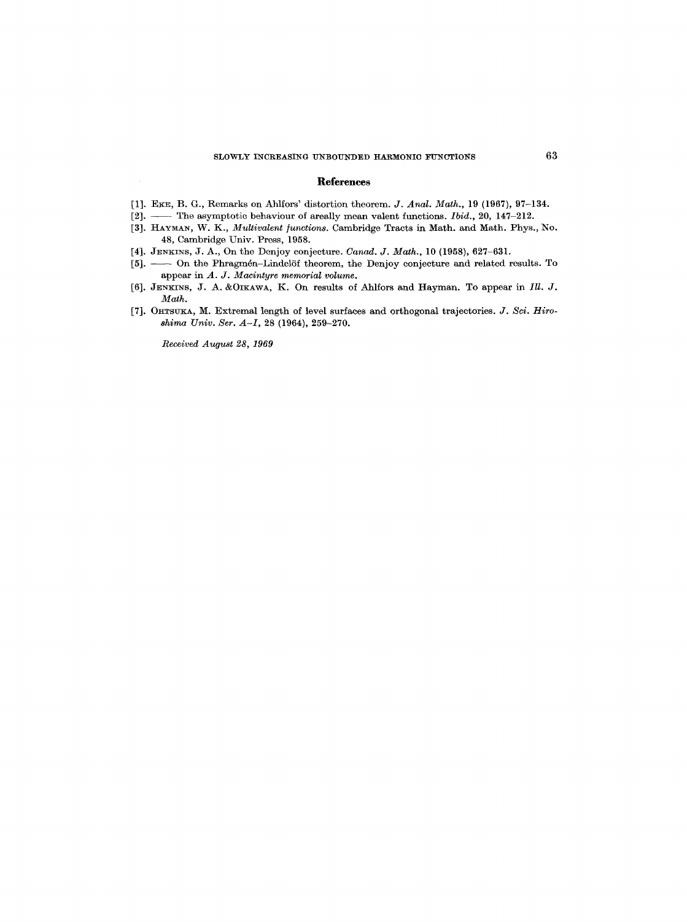## References

[1]. EKE, B. G., Remarks on Ahlfors' distortion theorem. *J. Anal. Math.*, 19 (1967), 97–134.

[2]. —— The asymptotic behaviour of areally mean valent functions. *Ibid.*, 20, 147–212.

[3]. HAYMAN, W. K., *Multivalent functions*. Cambridge Tracts in Math. and Math. Phys., No. 48, Cambridge Univ. Press, 1958.

[4]. JENKINS, J. A., On the Denjoy conjecture. *Canad. J. Math.*, 10 (1958), 627–631.

[5]. —— On the Phragmén–Lindelöf theorem, the Denjoy conjecture and related results. To appear in *A. J. Macintyre memorial volume*.

[6]. JENKINS, J. A. & OIKAWA, K. On results of Ahlfors and Hayman. To appear in *Ill. J. Math.*

[7]. OHTSUKA, M. Extremal length of level surfaces and orthogonal trajectories. *J. Sci. Hiroshima Univ. Ser. A–I*, 28 (1964), 259–270.

*Received August 28, 1969*